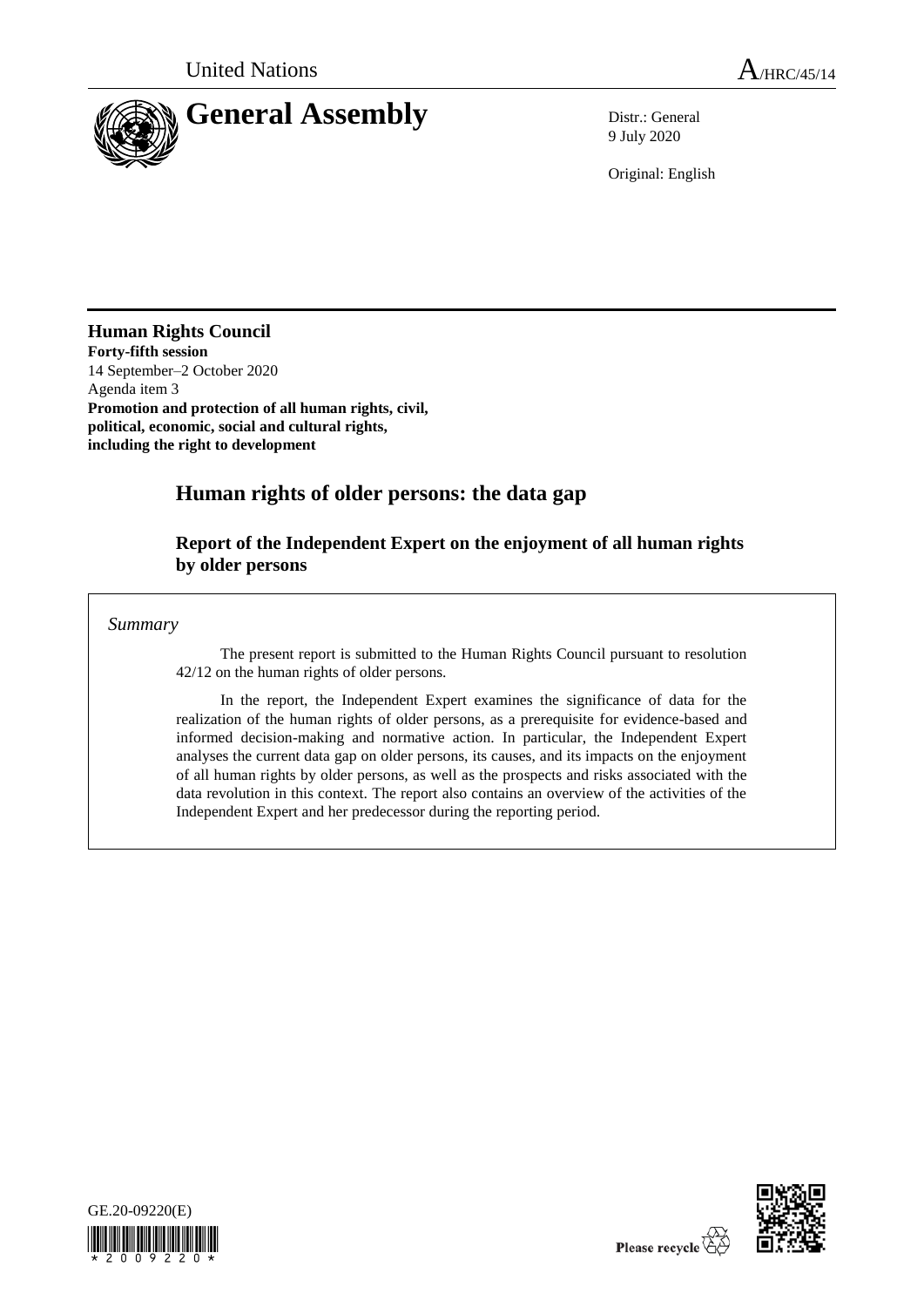United Nations

A/HRC/45/14

# General Assembly

Distr.: General
9 July 2020

Original: English

**Human Rights Council**
**Forty-fifth session**
14 September–2 October 2020
Agenda item 3
**Promotion and protection of all human rights, civil, political, economic, social and cultural rights, including the right to development**

# Human rights of older persons: the data gap

## Report of the Independent Expert on the enjoyment of all human rights by older persons

*Summary*

The present report is submitted to the Human Rights Council pursuant to resolution 42/12 on the human rights of older persons.

In the report, the Independent Expert examines the significance of data for the realization of the human rights of older persons, as a prerequisite for evidence-based and informed decision-making and normative action. In particular, the Independent Expert analyses the current data gap on older persons, its causes, and its impacts on the enjoyment of all human rights by older persons, as well as the prospects and risks associated with the data revolution in this context. The report also contains an overview of the activities of the Independent Expert and her predecessor during the reporting period.

GE.20-09220(E)

Please recycle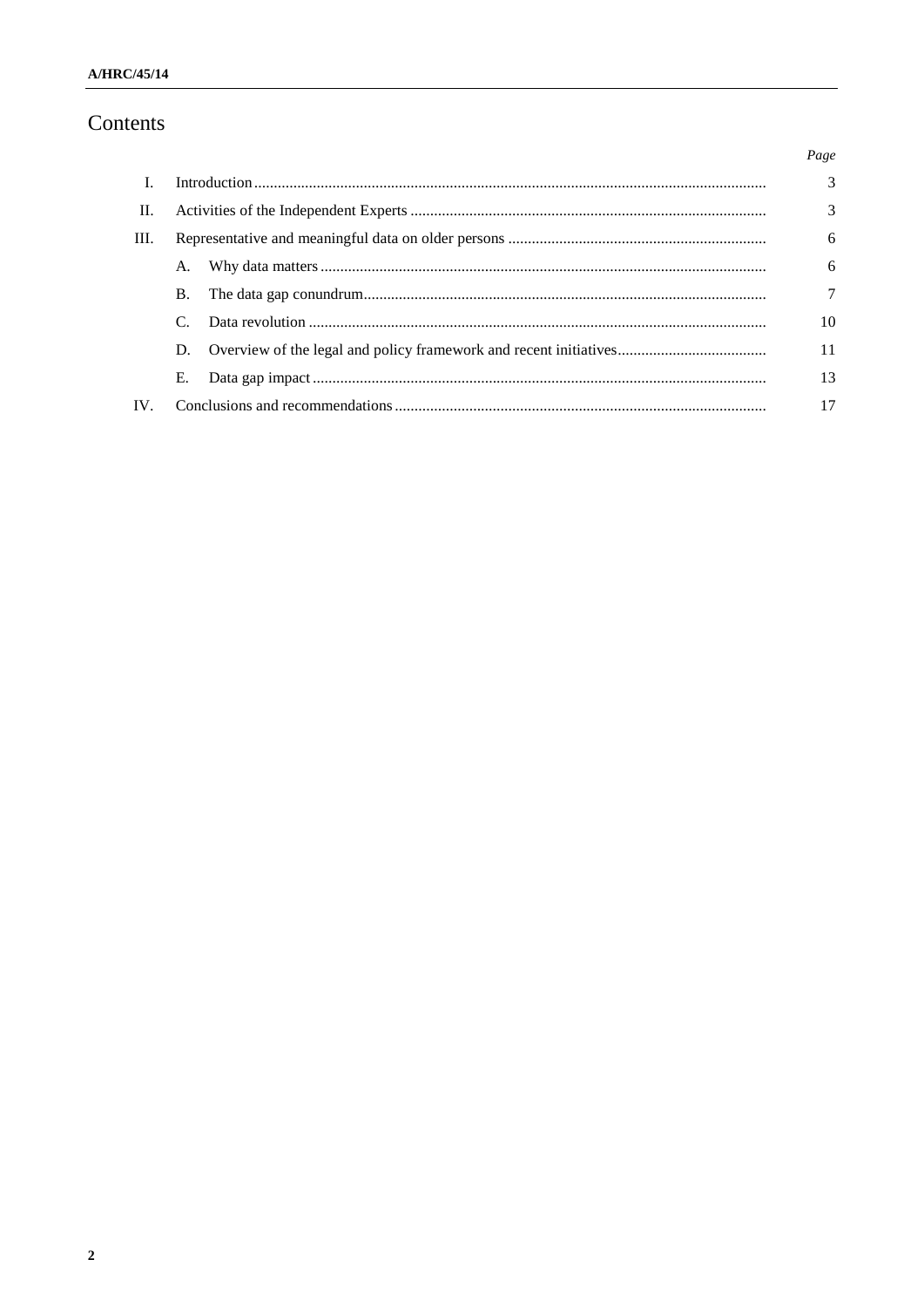# Contents

| | | Page |
|---|---|---|
| I. | Introduction | 3 |
| II. | Activities of the Independent Experts | 3 |
| III. | Representative and meaningful data on older persons | 6 |
| | A. Why data matters | 6 |
| | B. The data gap conundrum | 7 |
| | C. Data revolution | 10 |
| | D. Overview of the legal and policy framework and recent initiatives | 11 |
| | E. Data gap impact | 13 |
| IV. | Conclusions and recommendations | 17 |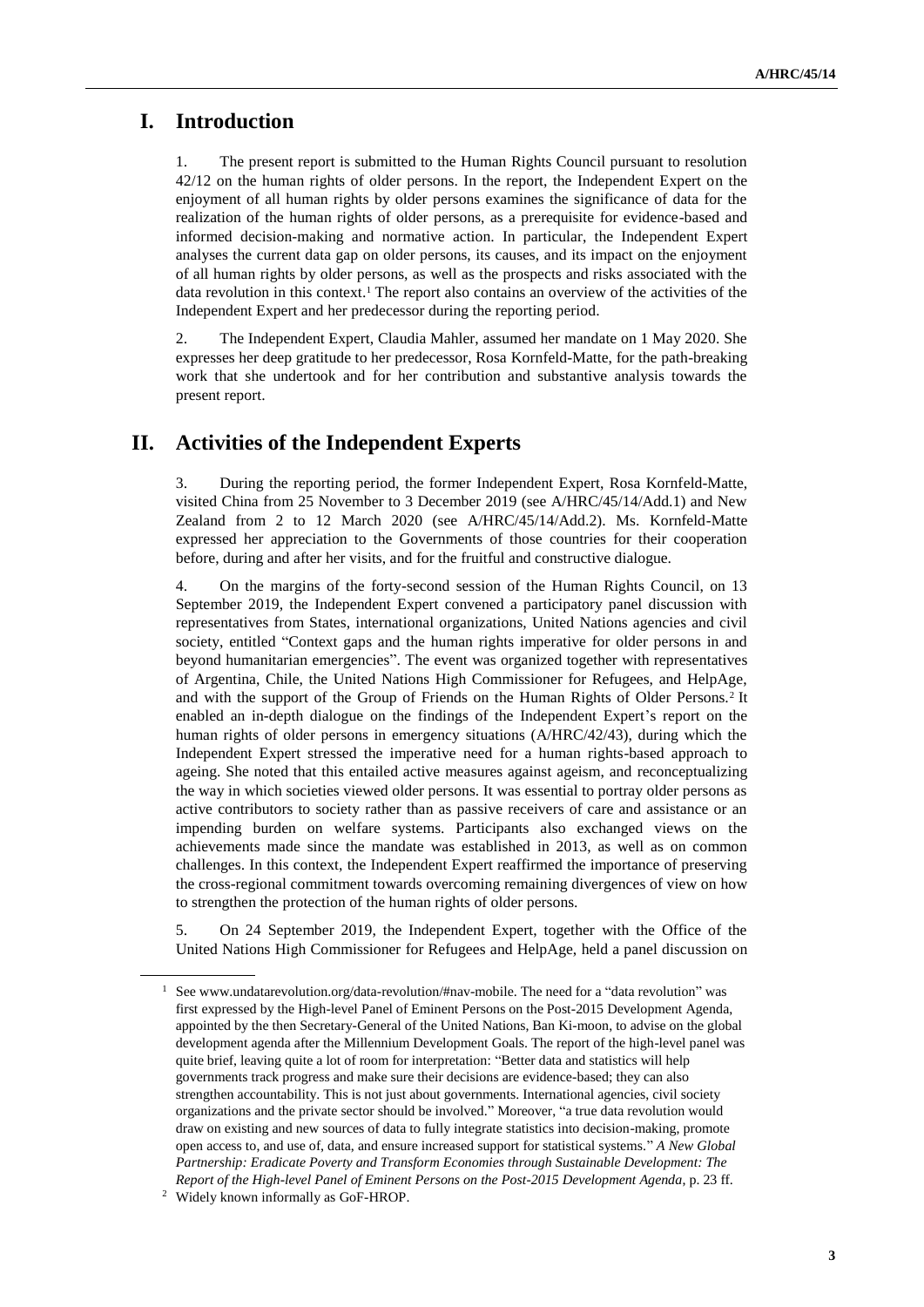## I. Introduction

1. The present report is submitted to the Human Rights Council pursuant to resolution 42/12 on the human rights of older persons. In the report, the Independent Expert on the enjoyment of all human rights by older persons examines the significance of data for the realization of the human rights of older persons, as a prerequisite for evidence-based and informed decision-making and normative action. In particular, the Independent Expert analyses the current data gap on older persons, its causes, and its impact on the enjoyment of all human rights by older persons, as well as the prospects and risks associated with the data revolution in this context.[1] The report also contains an overview of the activities of the Independent Expert and her predecessor during the reporting period.

2. The Independent Expert, Claudia Mahler, assumed her mandate on 1 May 2020. She expresses her deep gratitude to her predecessor, Rosa Kornfeld-Matte, for the path-breaking work that she undertook and for her contribution and substantive analysis towards the present report.

## II. Activities of the Independent Experts

3. During the reporting period, the former Independent Expert, Rosa Kornfeld-Matte, visited China from 25 November to 3 December 2019 (see A/HRC/45/14/Add.1) and New Zealand from 2 to 12 March 2020 (see A/HRC/45/14/Add.2). Ms. Kornfeld-Matte expressed her appreciation to the Governments of those countries for their cooperation before, during and after her visits, and for the fruitful and constructive dialogue.

4. On the margins of the forty-second session of the Human Rights Council, on 13 September 2019, the Independent Expert convened a participatory panel discussion with representatives from States, international organizations, United Nations agencies and civil society, entitled "Context gaps and the human rights imperative for older persons in and beyond humanitarian emergencies". The event was organized together with representatives of Argentina, Chile, the United Nations High Commissioner for Refugees, and HelpAge, and with the support of the Group of Friends on the Human Rights of Older Persons.[2] It enabled an in-depth dialogue on the findings of the Independent Expert's report on the human rights of older persons in emergency situations (A/HRC/42/43), during which the Independent Expert stressed the imperative need for a human rights-based approach to ageing. She noted that this entailed active measures against ageism, and reconceptualizing the way in which societies viewed older persons. It was essential to portray older persons as active contributors to society rather than as passive receivers of care and assistance or an impending burden on welfare systems. Participants also exchanged views on the achievements made since the mandate was established in 2013, as well as on common challenges. In this context, the Independent Expert reaffirmed the importance of preserving the cross-regional commitment towards overcoming remaining divergences of view on how to strengthen the protection of the human rights of older persons.

5. On 24 September 2019, the Independent Expert, together with the Office of the United Nations High Commissioner for Refugees and HelpAge, held a panel discussion on

---

[1] See www.undatarevolution.org/data-revolution/#nav-mobile. The need for a "data revolution" was first expressed by the High-level Panel of Eminent Persons on the Post-2015 Development Agenda, appointed by the then Secretary-General of the United Nations, Ban Ki-moon, to advise on the global development agenda after the Millennium Development Goals. The report of the high-level panel was quite brief, leaving quite a lot of room for interpretation: "Better data and statistics will help governments track progress and make sure their decisions are evidence-based; they can also strengthen accountability. This is not just about governments. International agencies, civil society organizations and the private sector should be involved." Moreover, "a true data revolution would draw on existing and new sources of data to fully integrate statistics into decision-making, promote open access to, and use of, data, and ensure increased support for statistical systems." *A New Global Partnership: Eradicate Poverty and Transform Economies through Sustainable Development: The Report of the High-level Panel of Eminent Persons on the Post-2015 Development Agenda*, p. 23 ff.

[2] Widely known informally as GoF-HROP.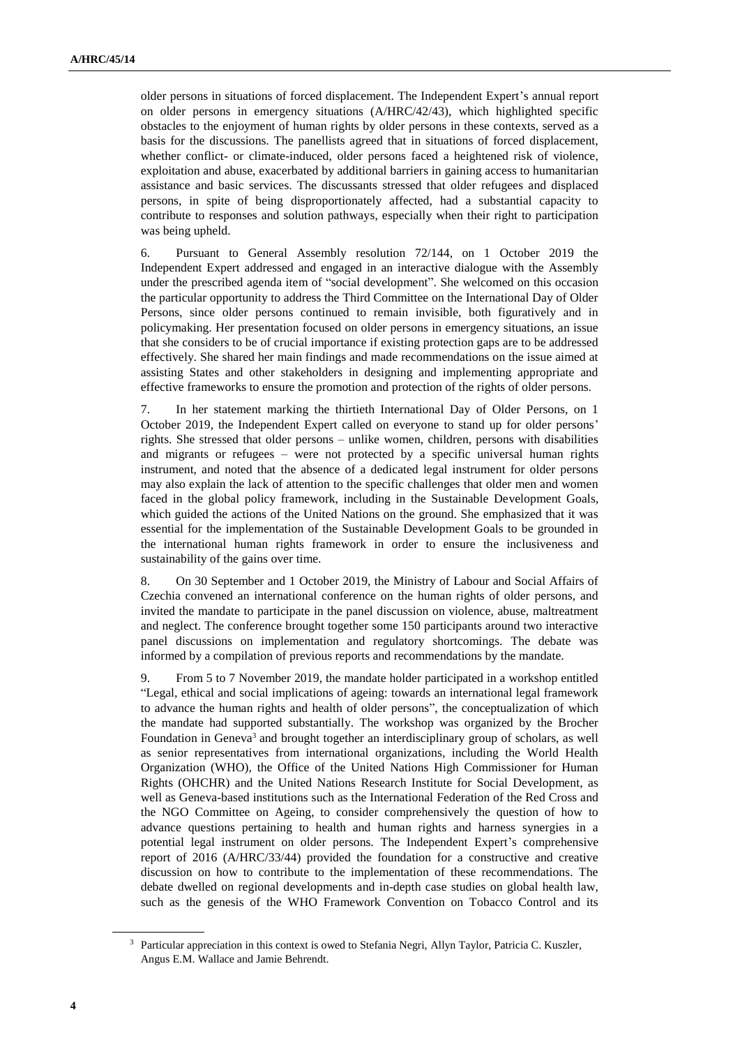older persons in situations of forced displacement. The Independent Expert's annual report on older persons in emergency situations (A/HRC/42/43), which highlighted specific obstacles to the enjoyment of human rights by older persons in these contexts, served as a basis for the discussions. The panellists agreed that in situations of forced displacement, whether conflict- or climate-induced, older persons faced a heightened risk of violence, exploitation and abuse, exacerbated by additional barriers in gaining access to humanitarian assistance and basic services. The discussants stressed that older refugees and displaced persons, in spite of being disproportionately affected, had a substantial capacity to contribute to responses and solution pathways, especially when their right to participation was being upheld.

6. Pursuant to General Assembly resolution 72/144, on 1 October 2019 the Independent Expert addressed and engaged in an interactive dialogue with the Assembly under the prescribed agenda item of "social development". She welcomed on this occasion the particular opportunity to address the Third Committee on the International Day of Older Persons, since older persons continued to remain invisible, both figuratively and in policymaking. Her presentation focused on older persons in emergency situations, an issue that she considers to be of crucial importance if existing protection gaps are to be addressed effectively. She shared her main findings and made recommendations on the issue aimed at assisting States and other stakeholders in designing and implementing appropriate and effective frameworks to ensure the promotion and protection of the rights of older persons.

7. In her statement marking the thirtieth International Day of Older Persons, on 1 October 2019, the Independent Expert called on everyone to stand up for older persons' rights. She stressed that older persons – unlike women, children, persons with disabilities and migrants or refugees – were not protected by a specific universal human rights instrument, and noted that the absence of a dedicated legal instrument for older persons may also explain the lack of attention to the specific challenges that older men and women faced in the global policy framework, including in the Sustainable Development Goals, which guided the actions of the United Nations on the ground. She emphasized that it was essential for the implementation of the Sustainable Development Goals to be grounded in the international human rights framework in order to ensure the inclusiveness and sustainability of the gains over time.

8. On 30 September and 1 October 2019, the Ministry of Labour and Social Affairs of Czechia convened an international conference on the human rights of older persons, and invited the mandate to participate in the panel discussion on violence, abuse, maltreatment and neglect. The conference brought together some 150 participants around two interactive panel discussions on implementation and regulatory shortcomings. The debate was informed by a compilation of previous reports and recommendations by the mandate.

9. From 5 to 7 November 2019, the mandate holder participated in a workshop entitled "Legal, ethical and social implications of ageing: towards an international legal framework to advance the human rights and health of older persons", the conceptualization of which the mandate had supported substantially. The workshop was organized by the Brocher Foundation in Geneva[3] and brought together an interdisciplinary group of scholars, as well as senior representatives from international organizations, including the World Health Organization (WHO), the Office of the United Nations High Commissioner for Human Rights (OHCHR) and the United Nations Research Institute for Social Development, as well as Geneva-based institutions such as the International Federation of the Red Cross and the NGO Committee on Ageing, to consider comprehensively the question of how to advance questions pertaining to health and human rights and harness synergies in a potential legal instrument on older persons. The Independent Expert's comprehensive report of 2016 (A/HRC/33/44) provided the foundation for a constructive and creative discussion on how to contribute to the implementation of these recommendations. The debate dwelled on regional developments and in-depth case studies on global health law, such as the genesis of the WHO Framework Convention on Tobacco Control and its

[3] Particular appreciation in this context is owed to Stefania Negri, Allyn Taylor, Patricia C. Kuszler, Angus E.M. Wallace and Jamie Behrendt.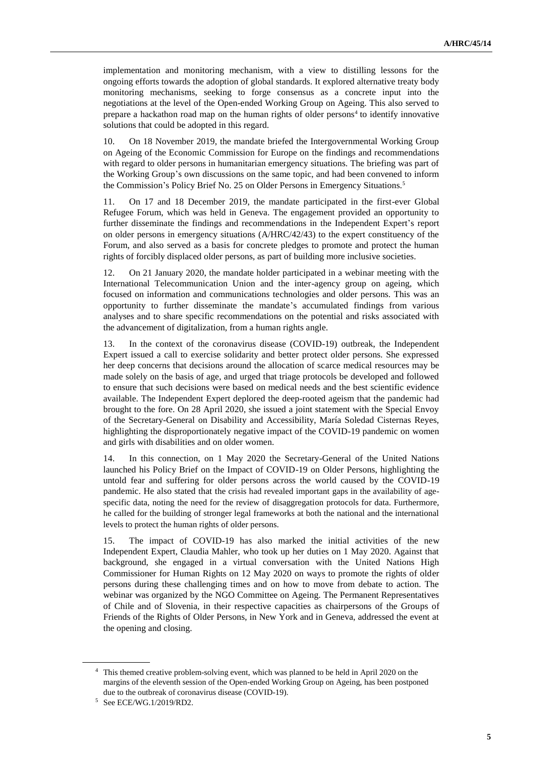implementation and monitoring mechanism, with a view to distilling lessons for the ongoing efforts towards the adoption of global standards. It explored alternative treaty body monitoring mechanisms, seeking to forge consensus as a concrete input into the negotiations at the level of the Open-ended Working Group on Ageing. This also served to prepare a hackathon road map on the human rights of older persons[4] to identify innovative solutions that could be adopted in this regard.

10. On 18 November 2019, the mandate briefed the Intergovernmental Working Group on Ageing of the Economic Commission for Europe on the findings and recommendations with regard to older persons in humanitarian emergency situations. The briefing was part of the Working Group's own discussions on the same topic, and had been convened to inform the Commission's Policy Brief No. 25 on Older Persons in Emergency Situations.[5]

11. On 17 and 18 December 2019, the mandate participated in the first-ever Global Refugee Forum, which was held in Geneva. The engagement provided an opportunity to further disseminate the findings and recommendations in the Independent Expert's report on older persons in emergency situations (A/HRC/42/43) to the expert constituency of the Forum, and also served as a basis for concrete pledges to promote and protect the human rights of forcibly displaced older persons, as part of building more inclusive societies.

12. On 21 January 2020, the mandate holder participated in a webinar meeting with the International Telecommunication Union and the inter-agency group on ageing, which focused on information and communications technologies and older persons. This was an opportunity to further disseminate the mandate's accumulated findings from various analyses and to share specific recommendations on the potential and risks associated with the advancement of digitalization, from a human rights angle.

13. In the context of the coronavirus disease (COVID-19) outbreak, the Independent Expert issued a call to exercise solidarity and better protect older persons. She expressed her deep concerns that decisions around the allocation of scarce medical resources may be made solely on the basis of age, and urged that triage protocols be developed and followed to ensure that such decisions were based on medical needs and the best scientific evidence available. The Independent Expert deplored the deep-rooted ageism that the pandemic had brought to the fore. On 28 April 2020, she issued a joint statement with the Special Envoy of the Secretary-General on Disability and Accessibility, María Soledad Cisternas Reyes, highlighting the disproportionately negative impact of the COVID-19 pandemic on women and girls with disabilities and on older women.

14. In this connection, on 1 May 2020 the Secretary-General of the United Nations launched his Policy Brief on the Impact of COVID-19 on Older Persons, highlighting the untold fear and suffering for older persons across the world caused by the COVID-19 pandemic. He also stated that the crisis had revealed important gaps in the availability of age-specific data, noting the need for the review of disaggregation protocols for data. Furthermore, he called for the building of stronger legal frameworks at both the national and the international levels to protect the human rights of older persons.

15. The impact of COVID-19 has also marked the initial activities of the new Independent Expert, Claudia Mahler, who took up her duties on 1 May 2020. Against that background, she engaged in a virtual conversation with the United Nations High Commissioner for Human Rights on 12 May 2020 on ways to promote the rights of older persons during these challenging times and on how to move from debate to action. The webinar was organized by the NGO Committee on Ageing. The Permanent Representatives of Chile and of Slovenia, in their respective capacities as chairpersons of the Groups of Friends of the Rights of Older Persons, in New York and in Geneva, addressed the event at the opening and closing.

---

[4] This themed creative problem-solving event, which was planned to be held in April 2020 on the margins of the eleventh session of the Open-ended Working Group on Ageing, has been postponed due to the outbreak of coronavirus disease (COVID-19).

[5] See ECE/WG.1/2019/RD2.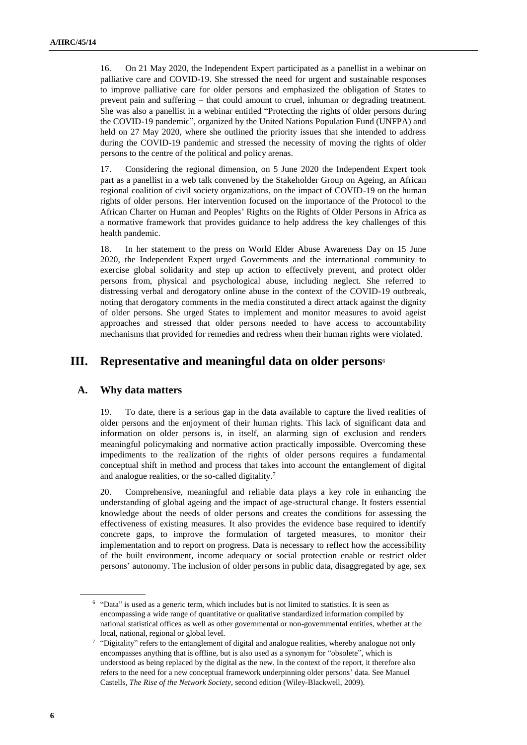16. On 21 May 2020, the Independent Expert participated as a panellist in a webinar on palliative care and COVID-19. She stressed the need for urgent and sustainable responses to improve palliative care for older persons and emphasized the obligation of States to prevent pain and suffering – that could amount to cruel, inhuman or degrading treatment. She was also a panellist in a webinar entitled "Protecting the rights of older persons during the COVID-19 pandemic", organized by the United Nations Population Fund (UNFPA) and held on 27 May 2020, where she outlined the priority issues that she intended to address during the COVID-19 pandemic and stressed the necessity of moving the rights of older persons to the centre of the political and policy arenas.

17. Considering the regional dimension, on 5 June 2020 the Independent Expert took part as a panellist in a web talk convened by the Stakeholder Group on Ageing, an African regional coalition of civil society organizations, on the impact of COVID-19 on the human rights of older persons. Her intervention focused on the importance of the Protocol to the African Charter on Human and Peoples' Rights on the Rights of Older Persons in Africa as a normative framework that provides guidance to help address the key challenges of this health pandemic.

18. In her statement to the press on World Elder Abuse Awareness Day on 15 June 2020, the Independent Expert urged Governments and the international community to exercise global solidarity and step up action to effectively prevent, and protect older persons from, physical and psychological abuse, including neglect. She referred to distressing verbal and derogatory online abuse in the context of the COVID-19 outbreak, noting that derogatory comments in the media constituted a direct attack against the dignity of older persons. She urged States to implement and monitor measures to avoid ageist approaches and stressed that older persons needed to have access to accountability mechanisms that provided for remedies and redress when their human rights were violated.

## III. Representative and meaningful data on older persons[6]

### A. Why data matters

19. To date, there is a serious gap in the data available to capture the lived realities of older persons and the enjoyment of their human rights. This lack of significant data and information on older persons is, in itself, an alarming sign of exclusion and renders meaningful policymaking and normative action practically impossible. Overcoming these impediments to the realization of the rights of older persons requires a fundamental conceptual shift in method and process that takes into account the entanglement of digital and analogue realities, or the so-called digitality.[7]

20. Comprehensive, meaningful and reliable data plays a key role in enhancing the understanding of global ageing and the impact of age-structural change. It fosters essential knowledge about the needs of older persons and creates the conditions for assessing the effectiveness of existing measures. It also provides the evidence base required to identify concrete gaps, to improve the formulation of targeted measures, to monitor their implementation and to report on progress. Data is necessary to reflect how the accessibility of the built environment, income adequacy or social protection enable or restrict older persons' autonomy. The inclusion of older persons in public data, disaggregated by age, sex

---

[6] "Data" is used as a generic term, which includes but is not limited to statistics. It is seen as encompassing a wide range of quantitative or qualitative standardized information compiled by national statistical offices as well as other governmental or non-governmental entities, whether at the local, national, regional or global level.

[7] "Digitality" refers to the entanglement of digital and analogue realities, whereby analogue not only encompasses anything that is offline, but is also used as a synonym for "obsolete", which is understood as being replaced by the digital as the new. In the context of the report, it therefore also refers to the need for a new conceptual framework underpinning older persons' data. See Manuel Castells, *The Rise of the Network Society*, second edition (Wiley-Blackwell, 2009).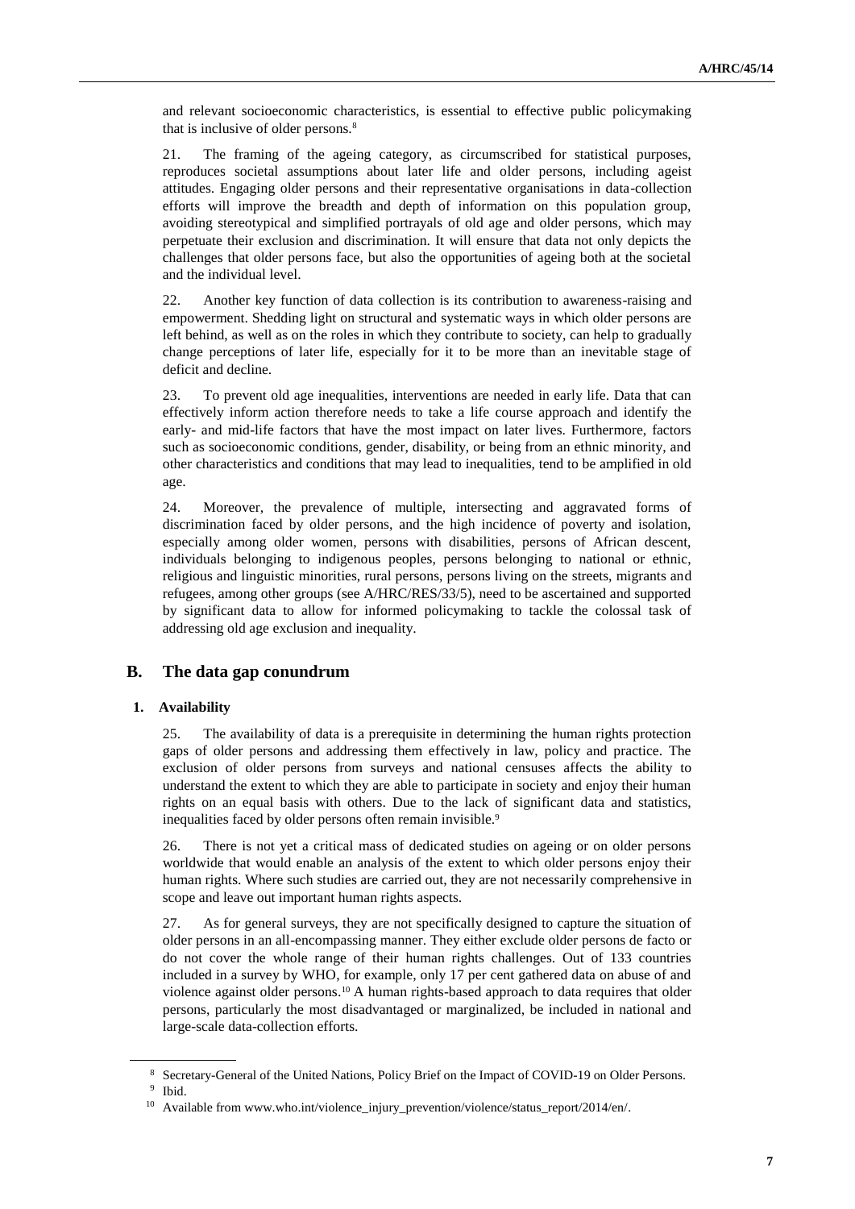and relevant socioeconomic characteristics, is essential to effective public policymaking that is inclusive of older persons.[8]

21. The framing of the ageing category, as circumscribed for statistical purposes, reproduces societal assumptions about later life and older persons, including ageist attitudes. Engaging older persons and their representative organisations in data-collection efforts will improve the breadth and depth of information on this population group, avoiding stereotypical and simplified portrayals of old age and older persons, which may perpetuate their exclusion and discrimination. It will ensure that data not only depicts the challenges that older persons face, but also the opportunities of ageing both at the societal and the individual level.

22. Another key function of data collection is its contribution to awareness-raising and empowerment. Shedding light on structural and systematic ways in which older persons are left behind, as well as on the roles in which they contribute to society, can help to gradually change perceptions of later life, especially for it to be more than an inevitable stage of deficit and decline.

23. To prevent old age inequalities, interventions are needed in early life. Data that can effectively inform action therefore needs to take a life course approach and identify the early- and mid-life factors that have the most impact on later lives. Furthermore, factors such as socioeconomic conditions, gender, disability, or being from an ethnic minority, and other characteristics and conditions that may lead to inequalities, tend to be amplified in old age.

24. Moreover, the prevalence of multiple, intersecting and aggravated forms of discrimination faced by older persons, and the high incidence of poverty and isolation, especially among older women, persons with disabilities, persons of African descent, individuals belonging to indigenous peoples, persons belonging to national or ethnic, religious and linguistic minorities, rural persons, persons living on the streets, migrants and refugees, among other groups (see A/HRC/RES/33/5), need to be ascertained and supported by significant data to allow for informed policymaking to tackle the colossal task of addressing old age exclusion and inequality.

## B. The data gap conundrum

### 1. Availability

25. The availability of data is a prerequisite in determining the human rights protection gaps of older persons and addressing them effectively in law, policy and practice. The exclusion of older persons from surveys and national censuses affects the ability to understand the extent to which they are able to participate in society and enjoy their human rights on an equal basis with others. Due to the lack of significant data and statistics, inequalities faced by older persons often remain invisible.[9]

26. There is not yet a critical mass of dedicated studies on ageing or on older persons worldwide that would enable an analysis of the extent to which older persons enjoy their human rights. Where such studies are carried out, they are not necessarily comprehensive in scope and leave out important human rights aspects.

27. As for general surveys, they are not specifically designed to capture the situation of older persons in an all-encompassing manner. They either exclude older persons de facto or do not cover the whole range of their human rights challenges. Out of 133 countries included in a survey by WHO, for example, only 17 per cent gathered data on abuse of and violence against older persons.[10] A human rights-based approach to data requires that older persons, particularly the most disadvantaged or marginalized, be included in national and large-scale data-collection efforts.

---

[8] Secretary-General of the United Nations, Policy Brief on the Impact of COVID-19 on Older Persons.

[9] Ibid.

[10] Available from www.who.int/violence_injury_prevention/violence/status_report/2014/en/.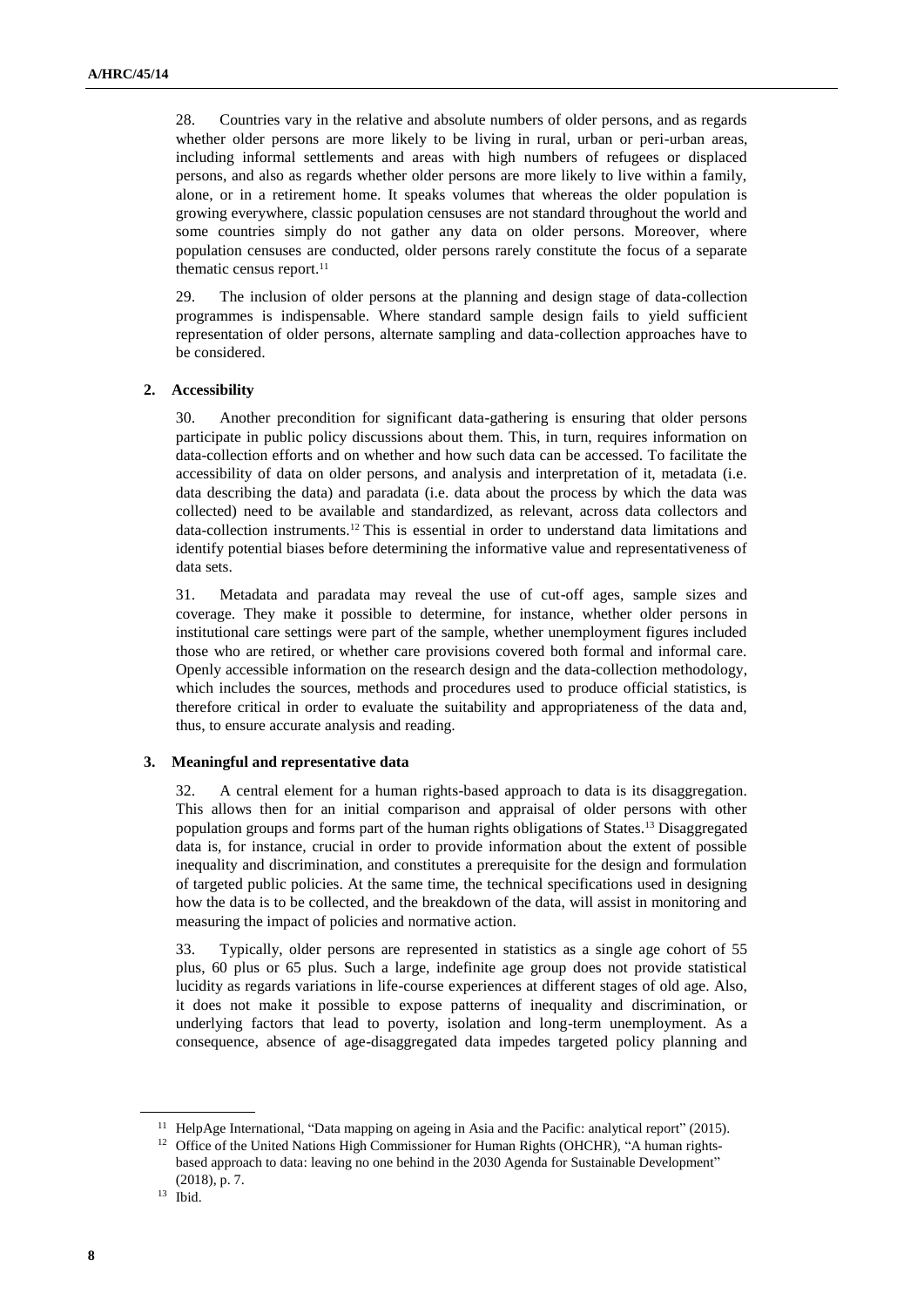28. Countries vary in the relative and absolute numbers of older persons, and as regards whether older persons are more likely to be living in rural, urban or peri-urban areas, including informal settlements and areas with high numbers of refugees or displaced persons, and also as regards whether older persons are more likely to live within a family, alone, or in a retirement home. It speaks volumes that whereas the older population is growing everywhere, classic population censuses are not standard throughout the world and some countries simply do not gather any data on older persons. Moreover, where population censuses are conducted, older persons rarely constitute the focus of a separate thematic census report.[11]

29. The inclusion of older persons at the planning and design stage of data-collection programmes is indispensable. Where standard sample design fails to yield sufficient representation of older persons, alternate sampling and data-collection approaches have to be considered.

### 2. Accessibility

30. Another precondition for significant data-gathering is ensuring that older persons participate in public policy discussions about them. This, in turn, requires information on data-collection efforts and on whether and how such data can be accessed. To facilitate the accessibility of data on older persons, and analysis and interpretation of it, metadata (i.e. data describing the data) and paradata (i.e. data about the process by which the data was collected) need to be available and standardized, as relevant, across data collectors and data-collection instruments.[12] This is essential in order to understand data limitations and identify potential biases before determining the informative value and representativeness of data sets.

31. Metadata and paradata may reveal the use of cut-off ages, sample sizes and coverage. They make it possible to determine, for instance, whether older persons in institutional care settings were part of the sample, whether unemployment figures included those who are retired, or whether care provisions covered both formal and informal care. Openly accessible information on the research design and the data-collection methodology, which includes the sources, methods and procedures used to produce official statistics, is therefore critical in order to evaluate the suitability and appropriateness of the data and, thus, to ensure accurate analysis and reading.

### 3. Meaningful and representative data

32. A central element for a human rights-based approach to data is its disaggregation. This allows then for an initial comparison and appraisal of older persons with other population groups and forms part of the human rights obligations of States.[13] Disaggregated data is, for instance, crucial in order to provide information about the extent of possible inequality and discrimination, and constitutes a prerequisite for the design and formulation of targeted public policies. At the same time, the technical specifications used in designing how the data is to be collected, and the breakdown of the data, will assist in monitoring and measuring the impact of policies and normative action.

33. Typically, older persons are represented in statistics as a single age cohort of 55 plus, 60 plus or 65 plus. Such a large, indefinite age group does not provide statistical lucidity as regards variations in life-course experiences at different stages of old age. Also, it does not make it possible to expose patterns of inequality and discrimination, or underlying factors that lead to poverty, isolation and long-term unemployment. As a consequence, absence of age-disaggregated data impedes targeted policy planning and

---

[11] HelpAge International, "Data mapping on ageing in Asia and the Pacific: analytical report" (2015).

[12] Office of the United Nations High Commissioner for Human Rights (OHCHR), "A human rights-based approach to data: leaving no one behind in the 2030 Agenda for Sustainable Development" (2018), p. 7.

[13] Ibid.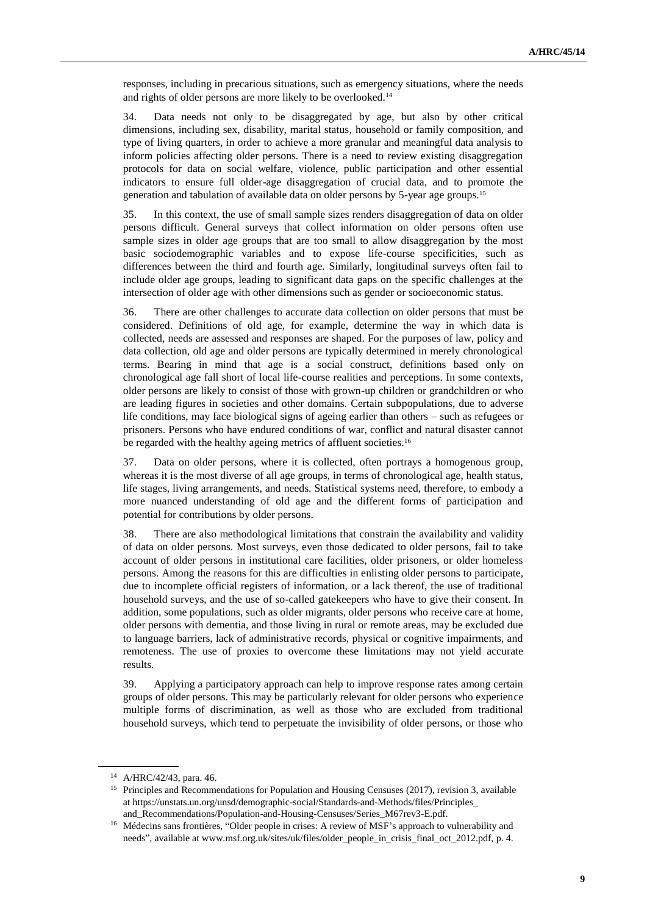responses, including in precarious situations, such as emergency situations, where the needs and rights of older persons are more likely to be overlooked.[14]

34. Data needs not only to be disaggregated by age, but also by other critical dimensions, including sex, disability, marital status, household or family composition, and type of living quarters, in order to achieve a more granular and meaningful data analysis to inform policies affecting older persons. There is a need to review existing disaggregation protocols for data on social welfare, violence, public participation and other essential indicators to ensure full older-age disaggregation of crucial data, and to promote the generation and tabulation of available data on older persons by 5-year age groups.[15]

35. In this context, the use of small sample sizes renders disaggregation of data on older persons difficult. General surveys that collect information on older persons often use sample sizes in older age groups that are too small to allow disaggregation by the most basic sociodemographic variables and to expose life-course specificities, such as differences between the third and fourth age. Similarly, longitudinal surveys often fail to include older age groups, leading to significant data gaps on the specific challenges at the intersection of older age with other dimensions such as gender or socioeconomic status.

36. There are other challenges to accurate data collection on older persons that must be considered. Definitions of old age, for example, determine the way in which data is collected, needs are assessed and responses are shaped. For the purposes of law, policy and data collection, old age and older persons are typically determined in merely chronological terms. Bearing in mind that age is a social construct, definitions based only on chronological age fall short of local life-course realities and perceptions. In some contexts, older persons are likely to consist of those with grown-up children or grandchildren or who are leading figures in societies and other domains. Certain subpopulations, due to adverse life conditions, may face biological signs of ageing earlier than others – such as refugees or prisoners. Persons who have endured conditions of war, conflict and natural disaster cannot be regarded with the healthy ageing metrics of affluent societies.[16]

37. Data on older persons, where it is collected, often portrays a homogenous group, whereas it is the most diverse of all age groups, in terms of chronological age, health status, life stages, living arrangements, and needs. Statistical systems need, therefore, to embody a more nuanced understanding of old age and the different forms of participation and potential for contributions by older persons.

38. There are also methodological limitations that constrain the availability and validity of data on older persons. Most surveys, even those dedicated to older persons, fail to take account of older persons in institutional care facilities, older prisoners, or older homeless persons. Among the reasons for this are difficulties in enlisting older persons to participate, due to incomplete official registers of information, or a lack thereof, the use of traditional household surveys, and the use of so-called gatekeepers who have to give their consent. In addition, some populations, such as older migrants, older persons who receive care at home, older persons with dementia, and those living in rural or remote areas, may be excluded due to language barriers, lack of administrative records, physical or cognitive impairments, and remoteness. The use of proxies to overcome these limitations may not yield accurate results.

39. Applying a participatory approach can help to improve response rates among certain groups of older persons. This may be particularly relevant for older persons who experience multiple forms of discrimination, as well as those who are excluded from traditional household surveys, which tend to perpetuate the invisibility of older persons, or those who

---

[14] A/HRC/42/43, para. 46.

[15] Principles and Recommendations for Population and Housing Censuses (2017), revision 3, available at https://unstats.un.org/unsd/demographic-social/Standards-and-Methods/files/Principles_and_Recommendations/Population-and-Housing-Censuses/Series_M67rev3-E.pdf.

[16] Médecins sans frontières, "Older people in crises: A review of MSF's approach to vulnerability and needs", available at www.msf.org.uk/sites/uk/files/older_people_in_crisis_final_oct_2012.pdf, p. 4.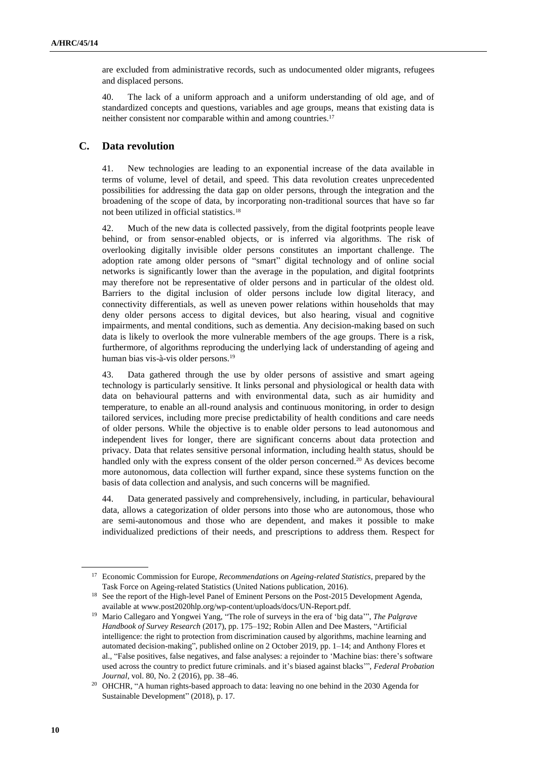are excluded from administrative records, such as undocumented older migrants, refugees and displaced persons.

40. The lack of a uniform approach and a uniform understanding of old age, and of standardized concepts and questions, variables and age groups, means that existing data is neither consistent nor comparable within and among countries.[17]

## C. Data revolution

41. New technologies are leading to an exponential increase of the data available in terms of volume, level of detail, and speed. This data revolution creates unprecedented possibilities for addressing the data gap on older persons, through the integration and the broadening of the scope of data, by incorporating non-traditional sources that have so far not been utilized in official statistics.[18]

42. Much of the new data is collected passively, from the digital footprints people leave behind, or from sensor-enabled objects, or is inferred via algorithms. The risk of overlooking digitally invisible older persons constitutes an important challenge. The adoption rate among older persons of "smart" digital technology and of online social networks is significantly lower than the average in the population, and digital footprints may therefore not be representative of older persons and in particular of the oldest old. Barriers to the digital inclusion of older persons include low digital literacy, and connectivity differentials, as well as uneven power relations within households that may deny older persons access to digital devices, but also hearing, visual and cognitive impairments, and mental conditions, such as dementia. Any decision-making based on such data is likely to overlook the more vulnerable members of the age groups. There is a risk, furthermore, of algorithms reproducing the underlying lack of understanding of ageing and human bias vis-à-vis older persons.[19]

43. Data gathered through the use by older persons of assistive and smart ageing technology is particularly sensitive. It links personal and physiological or health data with data on behavioural patterns and with environmental data, such as air humidity and temperature, to enable an all-round analysis and continuous monitoring, in order to design tailored services, including more precise predictability of health conditions and care needs of older persons. While the objective is to enable older persons to lead autonomous and independent lives for longer, there are significant concerns about data protection and privacy. Data that relates sensitive personal information, including health status, should be handled only with the express consent of the older person concerned.[20] As devices become more autonomous, data collection will further expand, since these systems function on the basis of data collection and analysis, and such concerns will be magnified.

44. Data generated passively and comprehensively, including, in particular, behavioural data, allows a categorization of older persons into those who are autonomous, those who are semi-autonomous and those who are dependent, and makes it possible to make individualized predictions of their needs, and prescriptions to address them. Respect for

---

[17] Economic Commission for Europe, *Recommendations on Ageing-related Statistics*, prepared by the Task Force on Ageing-related Statistics (United Nations publication, 2016).

[18] See the report of the High-level Panel of Eminent Persons on the Post-2015 Development Agenda, available at www.post2020hlp.org/wp-content/uploads/docs/UN-Report.pdf.

[19] Mario Callegaro and Yongwei Yang, "The role of surveys in the era of 'big data'", *The Palgrave Handbook of Survey Research* (2017), pp. 175–192; Robin Allen and Dee Masters, "Artificial intelligence: the right to protection from discrimination caused by algorithms, machine learning and automated decision-making", published online on 2 October 2019, pp. 1–14; and Anthony Flores et al., "False positives, false negatives, and false analyses: a rejoinder to 'Machine bias: there's software used across the country to predict future criminals. and it's biased against blacks'", *Federal Probation Journal*, vol. 80, No. 2 (2016), pp. 38–46.

[20] OHCHR, "A human rights-based approach to data: leaving no one behind in the 2030 Agenda for Sustainable Development" (2018), p. 17.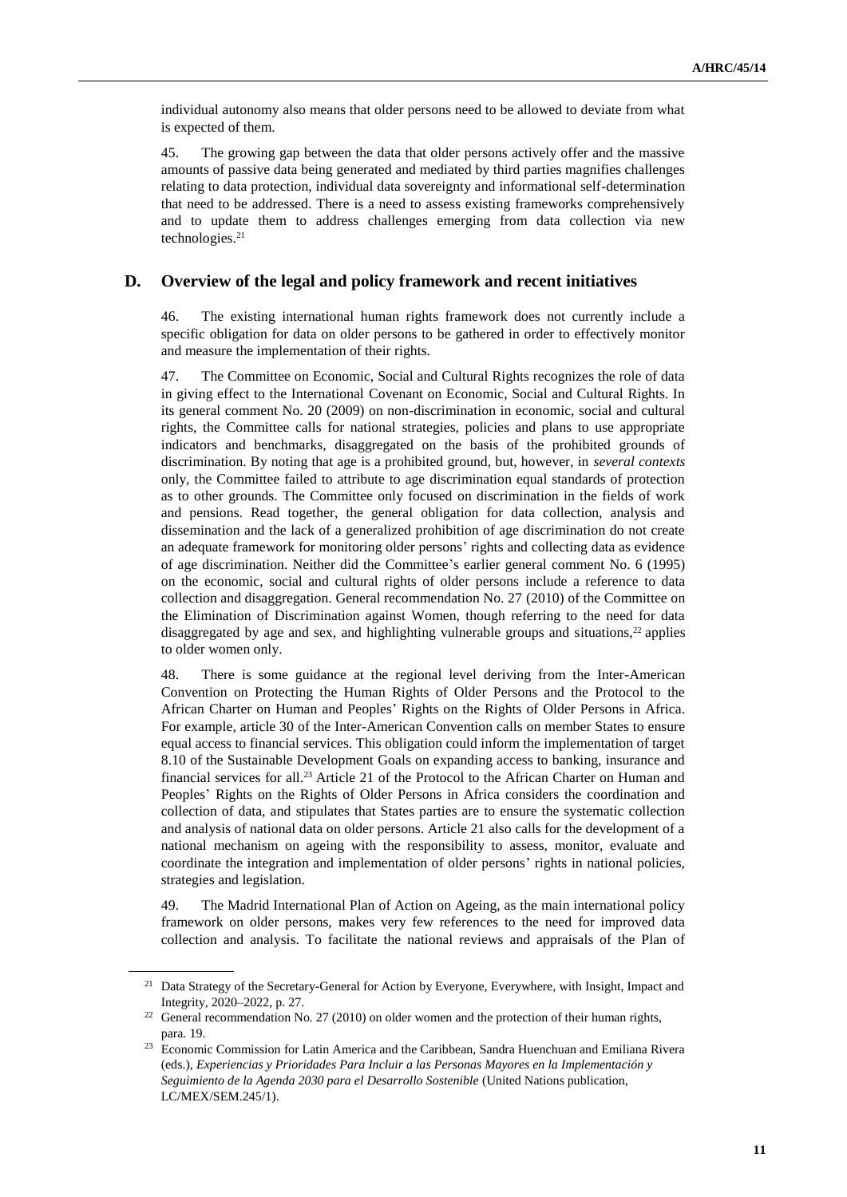individual autonomy also means that older persons need to be allowed to deviate from what is expected of them.

45. The growing gap between the data that older persons actively offer and the massive amounts of passive data being generated and mediated by third parties magnifies challenges relating to data protection, individual data sovereignty and informational self-determination that need to be addressed. There is a need to assess existing frameworks comprehensively and to update them to address challenges emerging from data collection via new technologies.[21]

## D. Overview of the legal and policy framework and recent initiatives

46. The existing international human rights framework does not currently include a specific obligation for data on older persons to be gathered in order to effectively monitor and measure the implementation of their rights.

47. The Committee on Economic, Social and Cultural Rights recognizes the role of data in giving effect to the International Covenant on Economic, Social and Cultural Rights. In its general comment No. 20 (2009) on non-discrimination in economic, social and cultural rights, the Committee calls for national strategies, policies and plans to use appropriate indicators and benchmarks, disaggregated on the basis of the prohibited grounds of discrimination. By noting that age is a prohibited ground, but, however, in *several contexts* only, the Committee failed to attribute to age discrimination equal standards of protection as to other grounds. The Committee only focused on discrimination in the fields of work and pensions. Read together, the general obligation for data collection, analysis and dissemination and the lack of a generalized prohibition of age discrimination do not create an adequate framework for monitoring older persons' rights and collecting data as evidence of age discrimination. Neither did the Committee's earlier general comment No. 6 (1995) on the economic, social and cultural rights of older persons include a reference to data collection and disaggregation. General recommendation No. 27 (2010) of the Committee on the Elimination of Discrimination against Women, though referring to the need for data disaggregated by age and sex, and highlighting vulnerable groups and situations,[22] applies to older women only.

48. There is some guidance at the regional level deriving from the Inter-American Convention on Protecting the Human Rights of Older Persons and the Protocol to the African Charter on Human and Peoples' Rights on the Rights of Older Persons in Africa. For example, article 30 of the Inter-American Convention calls on member States to ensure equal access to financial services. This obligation could inform the implementation of target 8.10 of the Sustainable Development Goals on expanding access to banking, insurance and financial services for all.[23] Article 21 of the Protocol to the African Charter on Human and Peoples' Rights on the Rights of Older Persons in Africa considers the coordination and collection of data, and stipulates that States parties are to ensure the systematic collection and analysis of national data on older persons. Article 21 also calls for the development of a national mechanism on ageing with the responsibility to assess, monitor, evaluate and coordinate the integration and implementation of older persons' rights in national policies, strategies and legislation.

49. The Madrid International Plan of Action on Ageing, as the main international policy framework on older persons, makes very few references to the need for improved data collection and analysis. To facilitate the national reviews and appraisals of the Plan of

---

[21] Data Strategy of the Secretary-General for Action by Everyone, Everywhere, with Insight, Impact and Integrity, 2020–2022, p. 27.

[22] General recommendation No. 27 (2010) on older women and the protection of their human rights, para. 19.

[23] Economic Commission for Latin America and the Caribbean, Sandra Huenchuan and Emiliana Rivera (eds.), *Experiencias y Prioridades Para Incluir a las Personas Mayores en la Implementación y Seguimiento de la Agenda 2030 para el Desarrollo Sostenible* (United Nations publication, LC/MEX/SEM.245/1).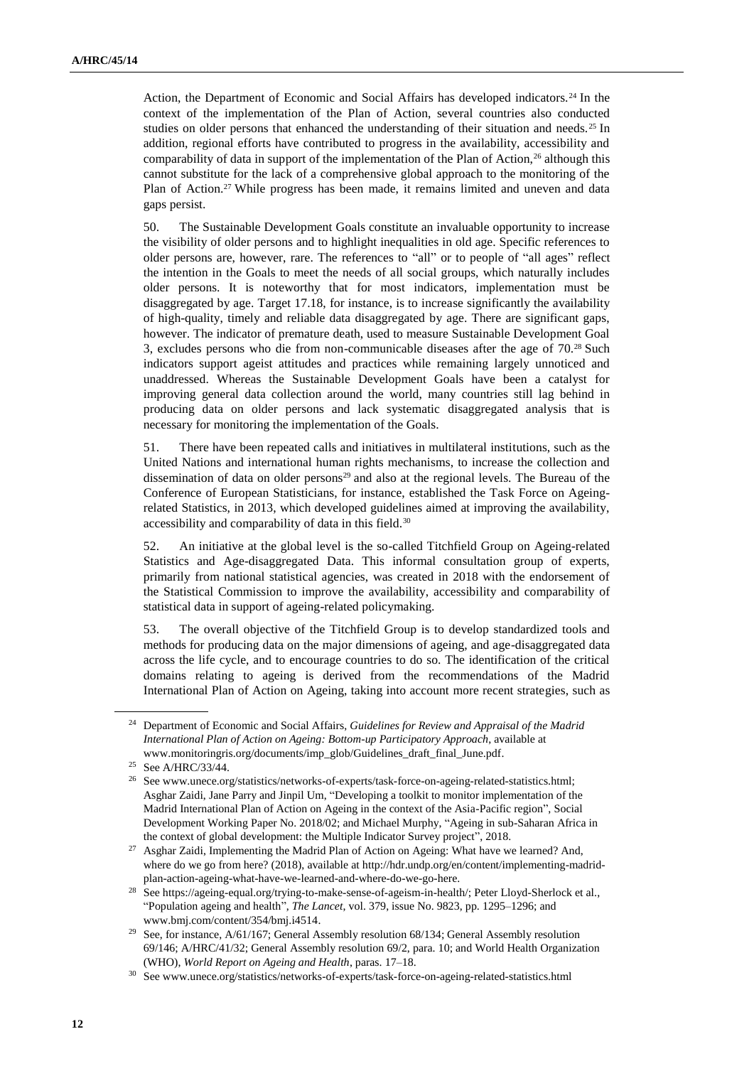Action, the Department of Economic and Social Affairs has developed indicators.[24] In the context of the implementation of the Plan of Action, several countries also conducted studies on older persons that enhanced the understanding of their situation and needs.[25] In addition, regional efforts have contributed to progress in the availability, accessibility and comparability of data in support of the implementation of the Plan of Action,[26] although this cannot substitute for the lack of a comprehensive global approach to the monitoring of the Plan of Action.[27] While progress has been made, it remains limited and uneven and data gaps persist.

50. The Sustainable Development Goals constitute an invaluable opportunity to increase the visibility of older persons and to highlight inequalities in old age. Specific references to older persons are, however, rare. The references to "all" or to people of "all ages" reflect the intention in the Goals to meet the needs of all social groups, which naturally includes older persons. It is noteworthy that for most indicators, implementation must be disaggregated by age. Target 17.18, for instance, is to increase significantly the availability of high-quality, timely and reliable data disaggregated by age. There are significant gaps, however. The indicator of premature death, used to measure Sustainable Development Goal 3, excludes persons who die from non-communicable diseases after the age of 70.[28] Such indicators support ageist attitudes and practices while remaining largely unnoticed and unaddressed. Whereas the Sustainable Development Goals have been a catalyst for improving general data collection around the world, many countries still lag behind in producing data on older persons and lack systematic disaggregated analysis that is necessary for monitoring the implementation of the Goals.

51. There have been repeated calls and initiatives in multilateral institutions, such as the United Nations and international human rights mechanisms, to increase the collection and dissemination of data on older persons[29] and also at the regional levels. The Bureau of the Conference of European Statisticians, for instance, established the Task Force on Ageing-related Statistics, in 2013, which developed guidelines aimed at improving the availability, accessibility and comparability of data in this field.[30]

52. An initiative at the global level is the so-called Titchfield Group on Ageing-related Statistics and Age-disaggregated Data. This informal consultation group of experts, primarily from national statistical agencies, was created in 2018 with the endorsement of the Statistical Commission to improve the availability, accessibility and comparability of statistical data in support of ageing-related policymaking.

53. The overall objective of the Titchfield Group is to develop standardized tools and methods for producing data on the major dimensions of ageing, and age-disaggregated data across the life cycle, and to encourage countries to do so. The identification of the critical domains relating to ageing is derived from the recommendations of the Madrid International Plan of Action on Ageing, taking into account more recent strategies, such as

---

[24] Department of Economic and Social Affairs, *Guidelines for Review and Appraisal of the Madrid International Plan of Action on Ageing: Bottom-up Participatory Approach*, available at www.monitoringris.org/documents/imp_glob/Guidelines_draft_final_June.pdf.

[25] See A/HRC/33/44.

[26] See www.unece.org/statistics/networks-of-experts/task-force-on-ageing-related-statistics.html; Asghar Zaidi, Jane Parry and Jinpil Um, "Developing a toolkit to monitor implementation of the Madrid International Plan of Action on Ageing in the context of the Asia-Pacific region", Social Development Working Paper No. 2018/02; and Michael Murphy, "Ageing in sub-Saharan Africa in the context of global development: the Multiple Indicator Survey project", 2018.

[27] Asghar Zaidi, Implementing the Madrid Plan of Action on Ageing: What have we learned? And, where do we go from here? (2018), available at http://hdr.undp.org/en/content/implementing-madrid-plan-action-ageing-what-have-we-learned-and-where-do-we-go-here.

[28] See https://ageing-equal.org/trying-to-make-sense-of-ageism-in-health/; Peter Lloyd-Sherlock et al., "Population ageing and health", *The Lancet*, vol. 379, issue No. 9823, pp. 1295–1296; and www.bmj.com/content/354/bmj.i4514.

[29] See, for instance, A/61/167; General Assembly resolution 68/134; General Assembly resolution 69/146; A/HRC/41/32; General Assembly resolution 69/2, para. 10; and World Health Organization (WHO), *World Report on Ageing and Health*, paras. 17–18.

[30] See www.unece.org/statistics/networks-of-experts/task-force-on-ageing-related-statistics.html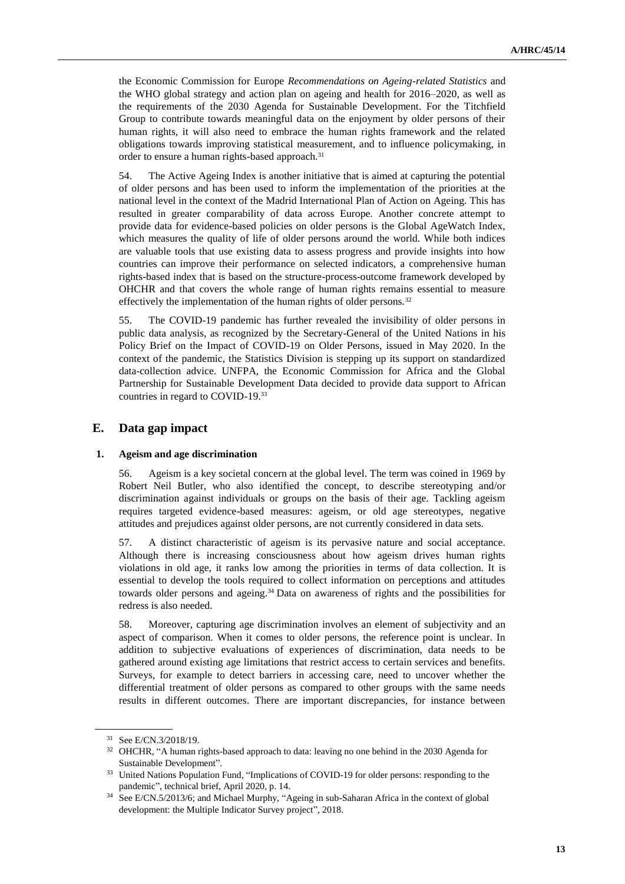the Economic Commission for Europe *Recommendations on Ageing-related Statistics* and the WHO global strategy and action plan on ageing and health for 2016–2020, as well as the requirements of the 2030 Agenda for Sustainable Development. For the Titchfield Group to contribute towards meaningful data on the enjoyment by older persons of their human rights, it will also need to embrace the human rights framework and the related obligations towards improving statistical measurement, and to influence policymaking, in order to ensure a human rights-based approach.[31]

54. The Active Ageing Index is another initiative that is aimed at capturing the potential of older persons and has been used to inform the implementation of the priorities at the national level in the context of the Madrid International Plan of Action on Ageing. This has resulted in greater comparability of data across Europe. Another concrete attempt to provide data for evidence-based policies on older persons is the Global AgeWatch Index, which measures the quality of life of older persons around the world. While both indices are valuable tools that use existing data to assess progress and provide insights into how countries can improve their performance on selected indicators, a comprehensive human rights-based index that is based on the structure-process-outcome framework developed by OHCHR and that covers the whole range of human rights remains essential to measure effectively the implementation of the human rights of older persons.[32]

55. The COVID-19 pandemic has further revealed the invisibility of older persons in public data analysis, as recognized by the Secretary-General of the United Nations in his Policy Brief on the Impact of COVID-19 on Older Persons, issued in May 2020. In the context of the pandemic, the Statistics Division is stepping up its support on standardized data-collection advice. UNFPA, the Economic Commission for Africa and the Global Partnership for Sustainable Development Data decided to provide data support to African countries in regard to COVID-19.[33]

## E. Data gap impact

### 1. Ageism and age discrimination

56. Ageism is a key societal concern at the global level. The term was coined in 1969 by Robert Neil Butler, who also identified the concept, to describe stereotyping and/or discrimination against individuals or groups on the basis of their age. Tackling ageism requires targeted evidence-based measures: ageism, or old age stereotypes, negative attitudes and prejudices against older persons, are not currently considered in data sets.

57. A distinct characteristic of ageism is its pervasive nature and social acceptance. Although there is increasing consciousness about how ageism drives human rights violations in old age, it ranks low among the priorities in terms of data collection. It is essential to develop the tools required to collect information on perceptions and attitudes towards older persons and ageing.[34] Data on awareness of rights and the possibilities for redress is also needed.

58. Moreover, capturing age discrimination involves an element of subjectivity and an aspect of comparison. When it comes to older persons, the reference point is unclear. In addition to subjective evaluations of experiences of discrimination, data needs to be gathered around existing age limitations that restrict access to certain services and benefits. Surveys, for example to detect barriers in accessing care, need to uncover whether the differential treatment of older persons as compared to other groups with the same needs results in different outcomes. There are important discrepancies, for instance between

---

[31] See E/CN.3/2018/19.

[32] OHCHR, "A human rights-based approach to data: leaving no one behind in the 2030 Agenda for Sustainable Development".

[33] United Nations Population Fund, "Implications of COVID-19 for older persons: responding to the pandemic", technical brief, April 2020, p. 14.

[34] See E/CN.5/2013/6; and Michael Murphy, "Ageing in sub-Saharan Africa in the context of global development: the Multiple Indicator Survey project", 2018.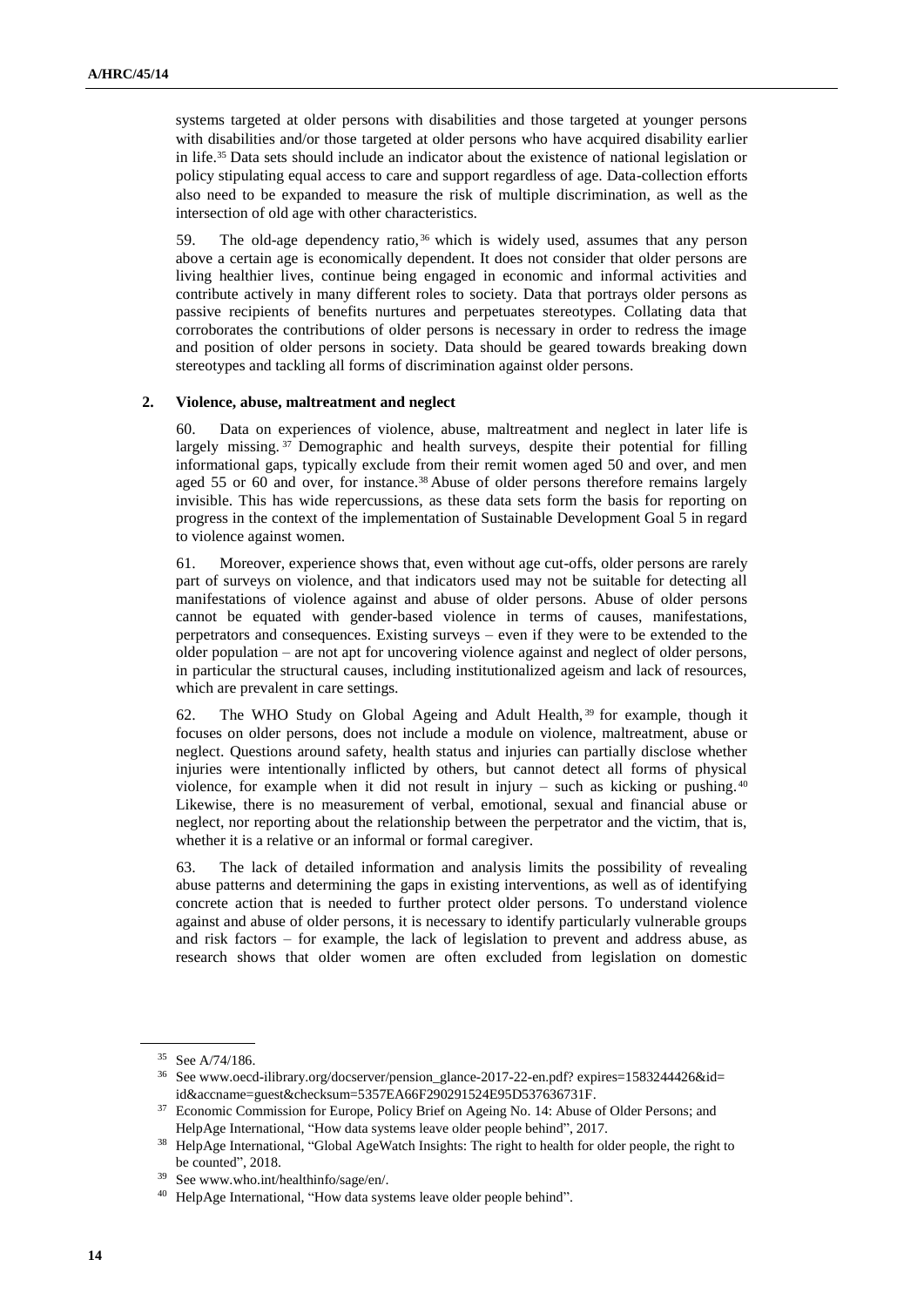systems targeted at older persons with disabilities and those targeted at younger persons with disabilities and/or those targeted at older persons who have acquired disability earlier in life.[35] Data sets should include an indicator about the existence of national legislation or policy stipulating equal access to care and support regardless of age. Data-collection efforts also need to be expanded to measure the risk of multiple discrimination, as well as the intersection of old age with other characteristics.

59. The old-age dependency ratio,[36] which is widely used, assumes that any person above a certain age is economically dependent. It does not consider that older persons are living healthier lives, continue being engaged in economic and informal activities and contribute actively in many different roles to society. Data that portrays older persons as passive recipients of benefits nurtures and perpetuates stereotypes. Collating data that corroborates the contributions of older persons is necessary in order to redress the image and position of older persons in society. Data should be geared towards breaking down stereotypes and tackling all forms of discrimination against older persons.

### 2. Violence, abuse, maltreatment and neglect

60. Data on experiences of violence, abuse, maltreatment and neglect in later life is largely missing.[37] Demographic and health surveys, despite their potential for filling informational gaps, typically exclude from their remit women aged 50 and over, and men aged 55 or 60 and over, for instance.[38] Abuse of older persons therefore remains largely invisible. This has wide repercussions, as these data sets form the basis for reporting on progress in the context of the implementation of Sustainable Development Goal 5 in regard to violence against women.

61. Moreover, experience shows that, even without age cut-offs, older persons are rarely part of surveys on violence, and that indicators used may not be suitable for detecting all manifestations of violence against and abuse of older persons. Abuse of older persons cannot be equated with gender-based violence in terms of causes, manifestations, perpetrators and consequences. Existing surveys – even if they were to be extended to the older population – are not apt for uncovering violence against and neglect of older persons, in particular the structural causes, including institutionalized ageism and lack of resources, which are prevalent in care settings.

62. The WHO Study on Global Ageing and Adult Health,[39] for example, though it focuses on older persons, does not include a module on violence, maltreatment, abuse or neglect. Questions around safety, health status and injuries can partially disclose whether injuries were intentionally inflicted by others, but cannot detect all forms of physical violence, for example when it did not result in injury – such as kicking or pushing.[40] Likewise, there is no measurement of verbal, emotional, sexual and financial abuse or neglect, nor reporting about the relationship between the perpetrator and the victim, that is, whether it is a relative or an informal or formal caregiver.

63. The lack of detailed information and analysis limits the possibility of revealing abuse patterns and determining the gaps in existing interventions, as well as of identifying concrete action that is needed to further protect older persons. To understand violence against and abuse of older persons, it is necessary to identify particularly vulnerable groups and risk factors – for example, the lack of legislation to prevent and address abuse, as research shows that older women are often excluded from legislation on domestic

---

[35] See A/74/186.

[36] See www.oecd-ilibrary.org/docserver/pension_glance-2017-22-en.pdf? expires=1583244426&id=id&accname=guest&checksum=5357EA66F290291524E95D537636731F.

[37] Economic Commission for Europe, Policy Brief on Ageing No. 14: Abuse of Older Persons; and HelpAge International, "How data systems leave older people behind", 2017.

[38] HelpAge International, "Global AgeWatch Insights: The right to health for older people, the right to be counted", 2018.

[39] See www.who.int/healthinfo/sage/en/.

[40] HelpAge International, "How data systems leave older people behind".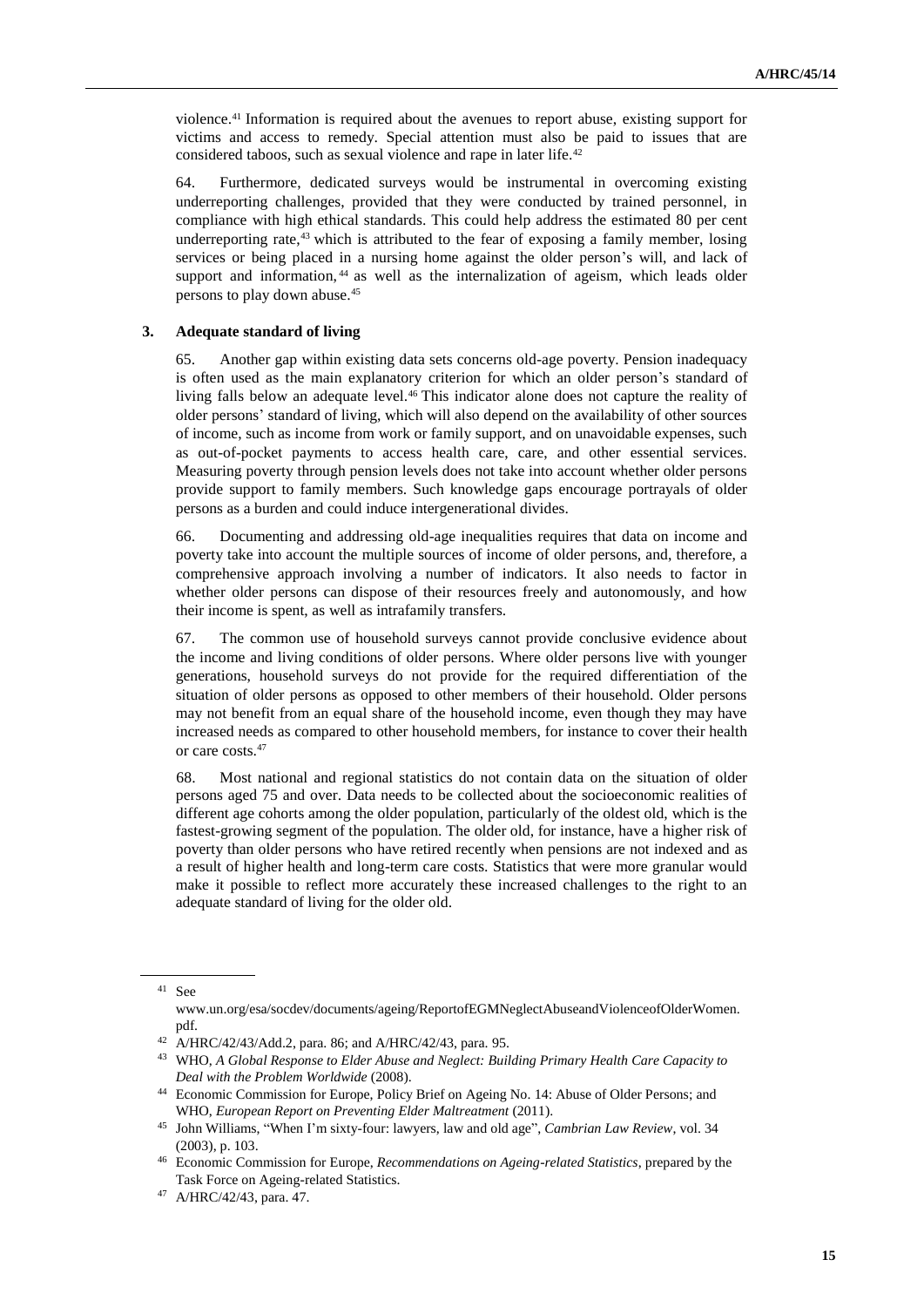violence.[41] Information is required about the avenues to report abuse, existing support for victims and access to remedy. Special attention must also be paid to issues that are considered taboos, such as sexual violence and rape in later life.[42]

64. Furthermore, dedicated surveys would be instrumental in overcoming existing underreporting challenges, provided that they were conducted by trained personnel, in compliance with high ethical standards. This could help address the estimated 80 per cent underreporting rate,[43] which is attributed to the fear of exposing a family member, losing services or being placed in a nursing home against the older person's will, and lack of support and information,[44] as well as the internalization of ageism, which leads older persons to play down abuse.[45]

### 3. Adequate standard of living

65. Another gap within existing data sets concerns old-age poverty. Pension inadequacy is often used as the main explanatory criterion for which an older person's standard of living falls below an adequate level.[46] This indicator alone does not capture the reality of older persons' standard of living, which will also depend on the availability of other sources of income, such as income from work or family support, and on unavoidable expenses, such as out-of-pocket payments to access health care, care, and other essential services. Measuring poverty through pension levels does not take into account whether older persons provide support to family members. Such knowledge gaps encourage portrayals of older persons as a burden and could induce intergenerational divides.

66. Documenting and addressing old-age inequalities requires that data on income and poverty take into account the multiple sources of income of older persons, and, therefore, a comprehensive approach involving a number of indicators. It also needs to factor in whether older persons can dispose of their resources freely and autonomously, and how their income is spent, as well as intrafamily transfers.

67. The common use of household surveys cannot provide conclusive evidence about the income and living conditions of older persons. Where older persons live with younger generations, household surveys do not provide for the required differentiation of the situation of older persons as opposed to other members of their household. Older persons may not benefit from an equal share of the household income, even though they may have increased needs as compared to other household members, for instance to cover their health or care costs.[47]

68. Most national and regional statistics do not contain data on the situation of older persons aged 75 and over. Data needs to be collected about the socioeconomic realities of different age cohorts among the older population, particularly of the oldest old, which is the fastest-growing segment of the population. The older old, for instance, have a higher risk of poverty than older persons who have retired recently when pensions are not indexed and as a result of higher health and long-term care costs. Statistics that were more granular would make it possible to reflect more accurately these increased challenges to the right to an adequate standard of living for the older old.

---

[41] See www.un.org/esa/socdev/documents/ageing/ReportofEGMNeglectAbuseandViolenceofOlderWomen.pdf.

[42] A/HRC/42/43/Add.2, para. 86; and A/HRC/42/43, para. 95.

[43] WHO, *A Global Response to Elder Abuse and Neglect: Building Primary Health Care Capacity to Deal with the Problem Worldwide* (2008).

[44] Economic Commission for Europe, Policy Brief on Ageing No. 14: Abuse of Older Persons; and WHO, *European Report on Preventing Elder Maltreatment* (2011).

[45] John Williams, "When I'm sixty-four: lawyers, law and old age", *Cambrian Law Review*, vol. 34 (2003), p. 103.

[46] Economic Commission for Europe, *Recommendations on Ageing-related Statistics*, prepared by the Task Force on Ageing-related Statistics.

[47] A/HRC/42/43, para. 47.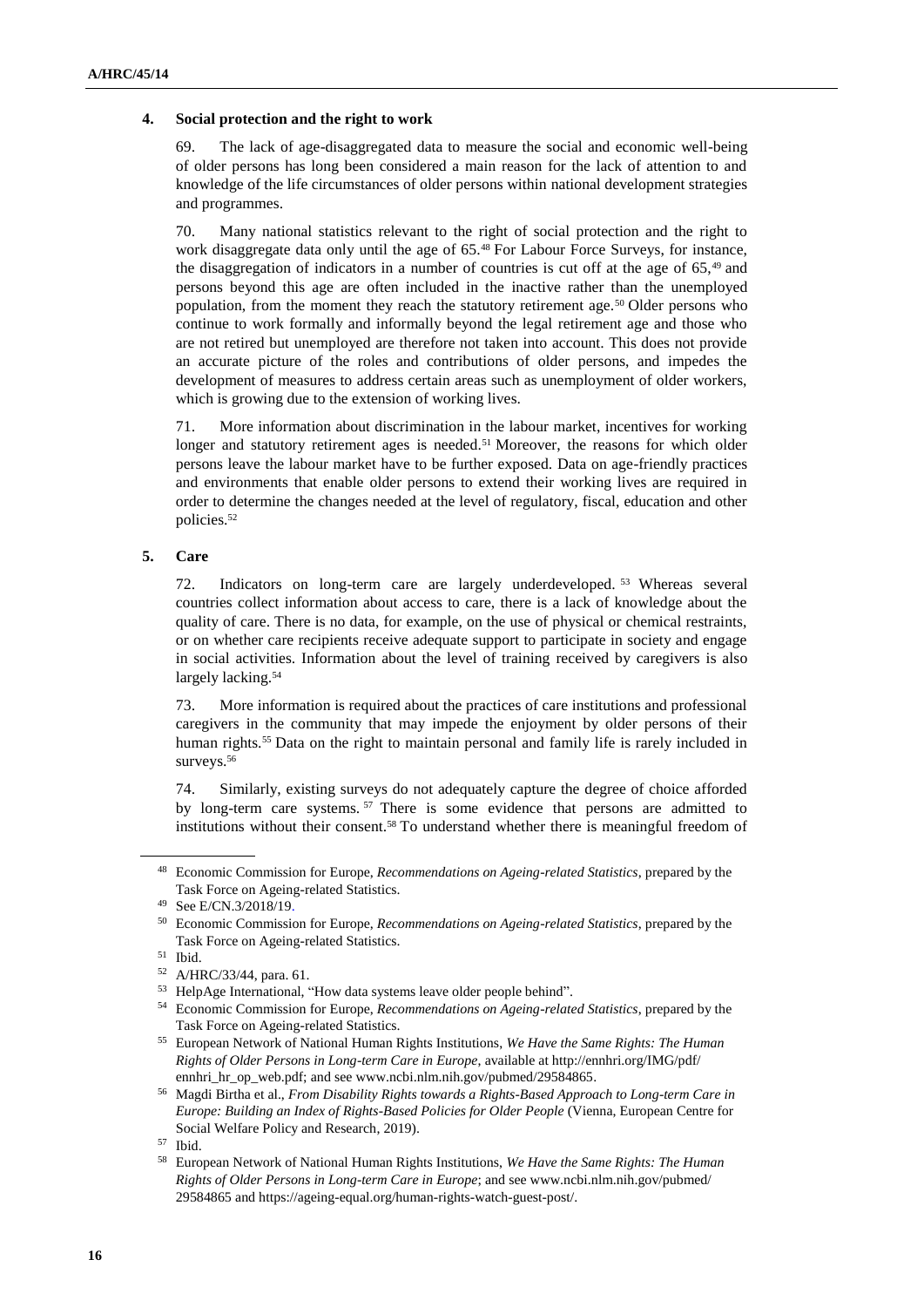### 4. Social protection and the right to work

69. The lack of age-disaggregated data to measure the social and economic well-being of older persons has long been considered a main reason for the lack of attention to and knowledge of the life circumstances of older persons within national development strategies and programmes.

70. Many national statistics relevant to the right of social protection and the right to work disaggregate data only until the age of 65.[48] For Labour Force Surveys, for instance, the disaggregation of indicators in a number of countries is cut off at the age of 65,[49] and persons beyond this age are often included in the inactive rather than the unemployed population, from the moment they reach the statutory retirement age.[50] Older persons who continue to work formally and informally beyond the legal retirement age and those who are not retired but unemployed are therefore not taken into account. This does not provide an accurate picture of the roles and contributions of older persons, and impedes the development of measures to address certain areas such as unemployment of older workers, which is growing due to the extension of working lives.

71. More information about discrimination in the labour market, incentives for working longer and statutory retirement ages is needed.[51] Moreover, the reasons for which older persons leave the labour market have to be further exposed. Data on age-friendly practices and environments that enable older persons to extend their working lives are required in order to determine the changes needed at the level of regulatory, fiscal, education and other policies.[52]

### 5. Care

72. Indicators on long-term care are largely underdeveloped.[53] Whereas several countries collect information about access to care, there is a lack of knowledge about the quality of care. There is no data, for example, on the use of physical or chemical restraints, or on whether care recipients receive adequate support to participate in society and engage in social activities. Information about the level of training received by caregivers is also largely lacking.[54]

73. More information is required about the practices of care institutions and professional caregivers in the community that may impede the enjoyment by older persons of their human rights.[55] Data on the right to maintain personal and family life is rarely included in surveys.[56]

74. Similarly, existing surveys do not adequately capture the degree of choice afforded by long-term care systems.[57] There is some evidence that persons are admitted to institutions without their consent.[58] To understand whether there is meaningful freedom of

---

[48] Economic Commission for Europe, *Recommendations on Ageing-related Statistics*, prepared by the Task Force on Ageing-related Statistics.

[49] See E/CN.3/2018/19.

[50] Economic Commission for Europe, *Recommendations on Ageing-related Statistics*, prepared by the Task Force on Ageing-related Statistics.

[51] Ibid.

[52] A/HRC/33/44, para. 61.

[53] HelpAge International, "How data systems leave older people behind".

[54] Economic Commission for Europe, *Recommendations on Ageing-related Statistics*, prepared by the Task Force on Ageing-related Statistics.

[55] European Network of National Human Rights Institutions, *We Have the Same Rights: The Human Rights of Older Persons in Long-term Care in Europe*, available at http://ennhri.org/IMG/pdf/ennhri_hr_op_web.pdf; and see www.ncbi.nlm.nih.gov/pubmed/29584865.

[56] Magdi Birtha et al., *From Disability Rights towards a Rights-Based Approach to Long-term Care in Europe: Building an Index of Rights-Based Policies for Older People* (Vienna, European Centre for Social Welfare Policy and Research, 2019).

[57] Ibid.

[58] European Network of National Human Rights Institutions, *We Have the Same Rights: The Human Rights of Older Persons in Long-term Care in Europe*; and see www.ncbi.nlm.nih.gov/pubmed/29584865 and https://ageing-equal.org/human-rights-watch-guest-post/.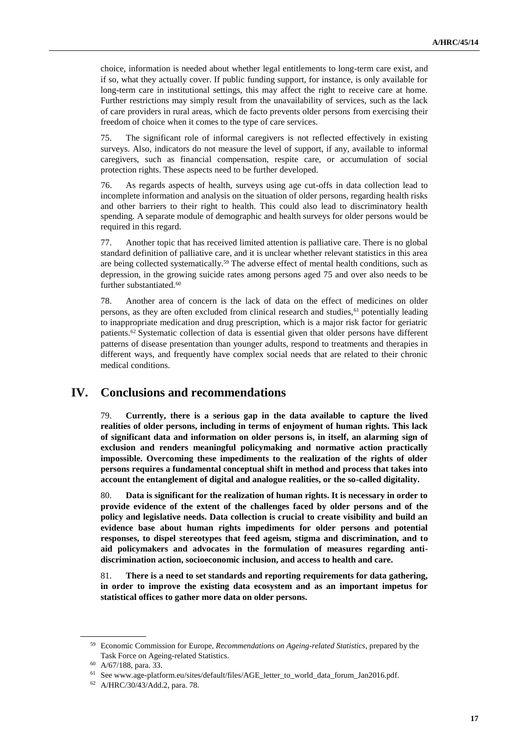choice, information is needed about whether legal entitlements to long-term care exist, and if so, what they actually cover. If public funding support, for instance, is only available for long-term care in institutional settings, this may affect the right to receive care at home. Further restrictions may simply result from the unavailability of services, such as the lack of care providers in rural areas, which de facto prevents older persons from exercising their freedom of choice when it comes to the type of care services.

75. The significant role of informal caregivers is not reflected effectively in existing surveys. Also, indicators do not measure the level of support, if any, available to informal caregivers, such as financial compensation, respite care, or accumulation of social protection rights. These aspects need to be further developed.

76. As regards aspects of health, surveys using age cut-offs in data collection lead to incomplete information and analysis on the situation of older persons, regarding health risks and other barriers to their right to health. This could also lead to discriminatory health spending. A separate module of demographic and health surveys for older persons would be required in this regard.

77. Another topic that has received limited attention is palliative care. There is no global standard definition of palliative care, and it is unclear whether relevant statistics in this area are being collected systematically.[59] The adverse effect of mental health conditions, such as depression, in the growing suicide rates among persons aged 75 and over also needs to be further substantiated.[60]

78. Another area of concern is the lack of data on the effect of medicines on older persons, as they are often excluded from clinical research and studies,[61] potentially leading to inappropriate medication and drug prescription, which is a major risk factor for geriatric patients.[62] Systematic collection of data is essential given that older persons have different patterns of disease presentation than younger adults, respond to treatments and therapies in different ways, and frequently have complex social needs that are related to their chronic medical conditions.

## IV. Conclusions and recommendations

79. **Currently, there is a serious gap in the data available to capture the lived realities of older persons, including in terms of enjoyment of human rights. This lack of significant data and information on older persons is, in itself, an alarming sign of exclusion and renders meaningful policymaking and normative action practically impossible. Overcoming these impediments to the realization of the rights of older persons requires a fundamental conceptual shift in method and process that takes into account the entanglement of digital and analogue realities, or the so-called digitality.**

80. **Data is significant for the realization of human rights. It is necessary in order to provide evidence of the extent of the challenges faced by older persons and of the policy and legislative needs. Data collection is crucial to create visibility and build an evidence base about human rights impediments for older persons and potential responses, to dispel stereotypes that feed ageism, stigma and discrimination, and to aid policymakers and advocates in the formulation of measures regarding anti-discrimination action, socioeconomic inclusion, and access to health and care.**

81. **There is a need to set standards and reporting requirements for data gathering, in order to improve the existing data ecosystem and as an important impetus for statistical offices to gather more data on older persons.**

---

[59] Economic Commission for Europe, *Recommendations on Ageing-related Statistics*, prepared by the Task Force on Ageing-related Statistics.

[60] A/67/188, para. 33.

[61] See www.age-platform.eu/sites/default/files/AGE_letter_to_world_data_forum_Jan2016.pdf.

[62] A/HRC/30/43/Add.2, para. 78.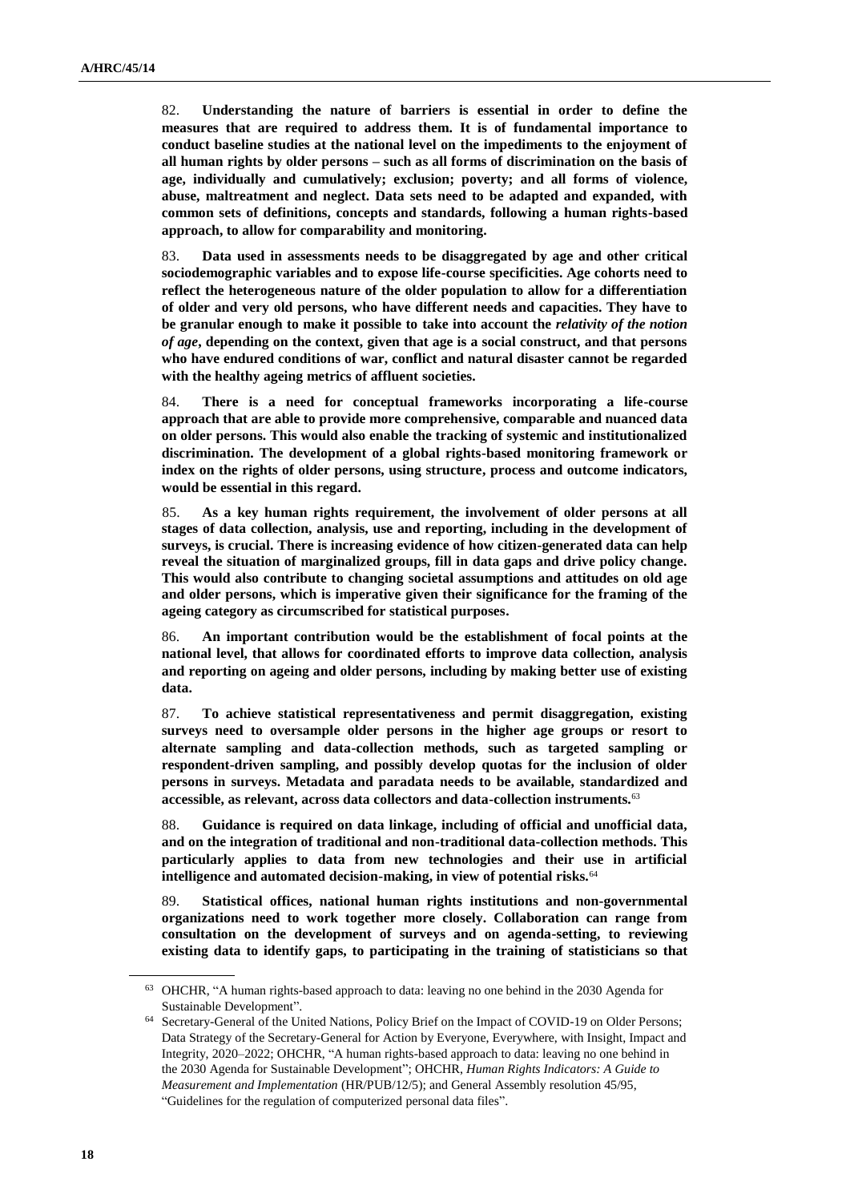82. **Understanding the nature of barriers is essential in order to define the measures that are required to address them. It is of fundamental importance to conduct baseline studies at the national level on the impediments to the enjoyment of all human rights by older persons – such as all forms of discrimination on the basis of age, individually and cumulatively; exclusion; poverty; and all forms of violence, abuse, maltreatment and neglect. Data sets need to be adapted and expanded, with common sets of definitions, concepts and standards, following a human rights-based approach, to allow for comparability and monitoring.**

83. **Data used in assessments needs to be disaggregated by age and other critical sociodemographic variables and to expose life-course specificities. Age cohorts need to reflect the heterogeneous nature of the older population to allow for a differentiation of older and very old persons, who have different needs and capacities. They have to be granular enough to make it possible to take into account the *relativity of the notion of age*, depending on the context, given that age is a social construct, and that persons who have endured conditions of war, conflict and natural disaster cannot be regarded with the healthy ageing metrics of affluent societies.**

84. **There is a need for conceptual frameworks incorporating a life-course approach that are able to provide more comprehensive, comparable and nuanced data on older persons. This would also enable the tracking of systemic and institutionalized discrimination. The development of a global rights-based monitoring framework or index on the rights of older persons, using structure, process and outcome indicators, would be essential in this regard.**

85. **As a key human rights requirement, the involvement of older persons at all stages of data collection, analysis, use and reporting, including in the development of surveys, is crucial. There is increasing evidence of how citizen-generated data can help reveal the situation of marginalized groups, fill in data gaps and drive policy change. This would also contribute to changing societal assumptions and attitudes on old age and older persons, which is imperative given their significance for the framing of the ageing category as circumscribed for statistical purposes.**

86. **An important contribution would be the establishment of focal points at the national level, that allows for coordinated efforts to improve data collection, analysis and reporting on ageing and older persons, including by making better use of existing data.**

87. **To achieve statistical representativeness and permit disaggregation, existing surveys need to oversample older persons in the higher age groups or resort to alternate sampling and data-collection methods, such as targeted sampling or respondent-driven sampling, and possibly develop quotas for the inclusion of older persons in surveys. Metadata and paradata needs to be available, standardized and accessible, as relevant, across data collectors and data-collection instruments.**[63]

88. **Guidance is required on data linkage, including of official and unofficial data, and on the integration of traditional and non-traditional data-collection methods. This particularly applies to data from new technologies and their use in artificial intelligence and automated decision-making, in view of potential risks.**[64]

89. **Statistical offices, national human rights institutions and non-governmental organizations need to work together more closely. Collaboration can range from consultation on the development of surveys and on agenda-setting, to reviewing existing data to identify gaps, to participating in the training of statisticians so that**

---

[63] OHCHR, "A human rights-based approach to data: leaving no one behind in the 2030 Agenda for Sustainable Development".

[64] Secretary-General of the United Nations, Policy Brief on the Impact of COVID-19 on Older Persons; Data Strategy of the Secretary-General for Action by Everyone, Everywhere, with Insight, Impact and Integrity, 2020–2022; OHCHR, "A human rights-based approach to data: leaving no one behind in the 2030 Agenda for Sustainable Development"; OHCHR, *Human Rights Indicators: A Guide to Measurement and Implementation* (HR/PUB/12/5); and General Assembly resolution 45/95, "Guidelines for the regulation of computerized personal data files".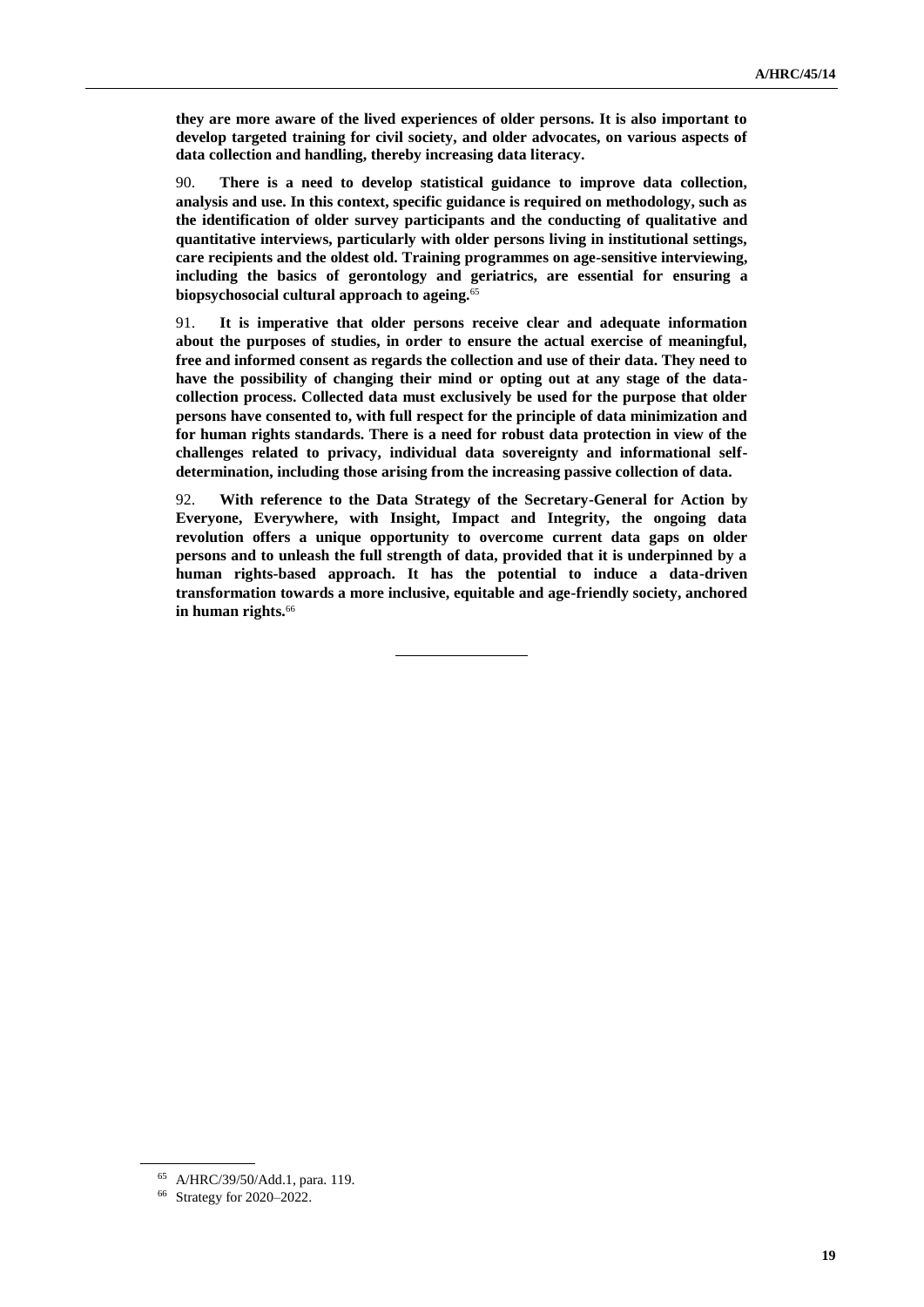**they are more aware of the lived experiences of older persons. It is also important to develop targeted training for civil society, and older advocates, on various aspects of data collection and handling, thereby increasing data literacy.**

90. **There is a need to develop statistical guidance to improve data collection, analysis and use. In this context, specific guidance is required on methodology, such as the identification of older survey participants and the conducting of qualitative and quantitative interviews, particularly with older persons living in institutional settings, care recipients and the oldest old. Training programmes on age-sensitive interviewing, including the basics of gerontology and geriatrics, are essential for ensuring a biopsychosocial cultural approach to ageing.**[65]

91. **It is imperative that older persons receive clear and adequate information about the purposes of studies, in order to ensure the actual exercise of meaningful, free and informed consent as regards the collection and use of their data. They need to have the possibility of changing their mind or opting out at any stage of the data-collection process. Collected data must exclusively be used for the purpose that older persons have consented to, with full respect for the principle of data minimization and for human rights standards. There is a need for robust data protection in view of the challenges related to privacy, individual data sovereignty and informational self-determination, including those arising from the increasing passive collection of data.**

92. **With reference to the Data Strategy of the Secretary-General for Action by Everyone, Everywhere, with Insight, Impact and Integrity, the ongoing data revolution offers a unique opportunity to overcome current data gaps on older persons and to unleash the full strength of data, provided that it is underpinned by a human rights-based approach. It has the potential to induce a data-driven transformation towards a more inclusive, equitable and age-friendly society, anchored in human rights.**[66]

---

[65] A/HRC/39/50/Add.1, para. 119.

[66] Strategy for 2020–2022.